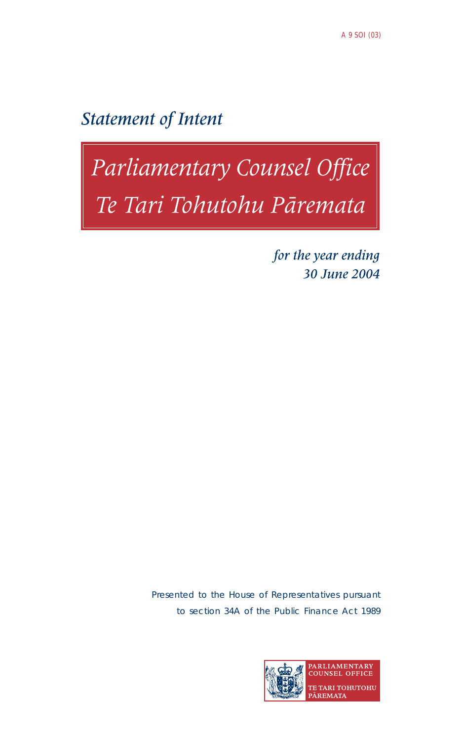A 9 SOI (03)

# *Statement of Intent*

# *Parliamentary Counsel Office*
# *Te Tari Tohutohu Pāremata*

*for the year ending*
*30 June 2004*

Presented to the House of Representatives pursuant to section 34A of the Public Finance Act 1989

PARLIAMENTARY COUNSEL OFFICE
TE TARI TOHUTOHU PĀREMATA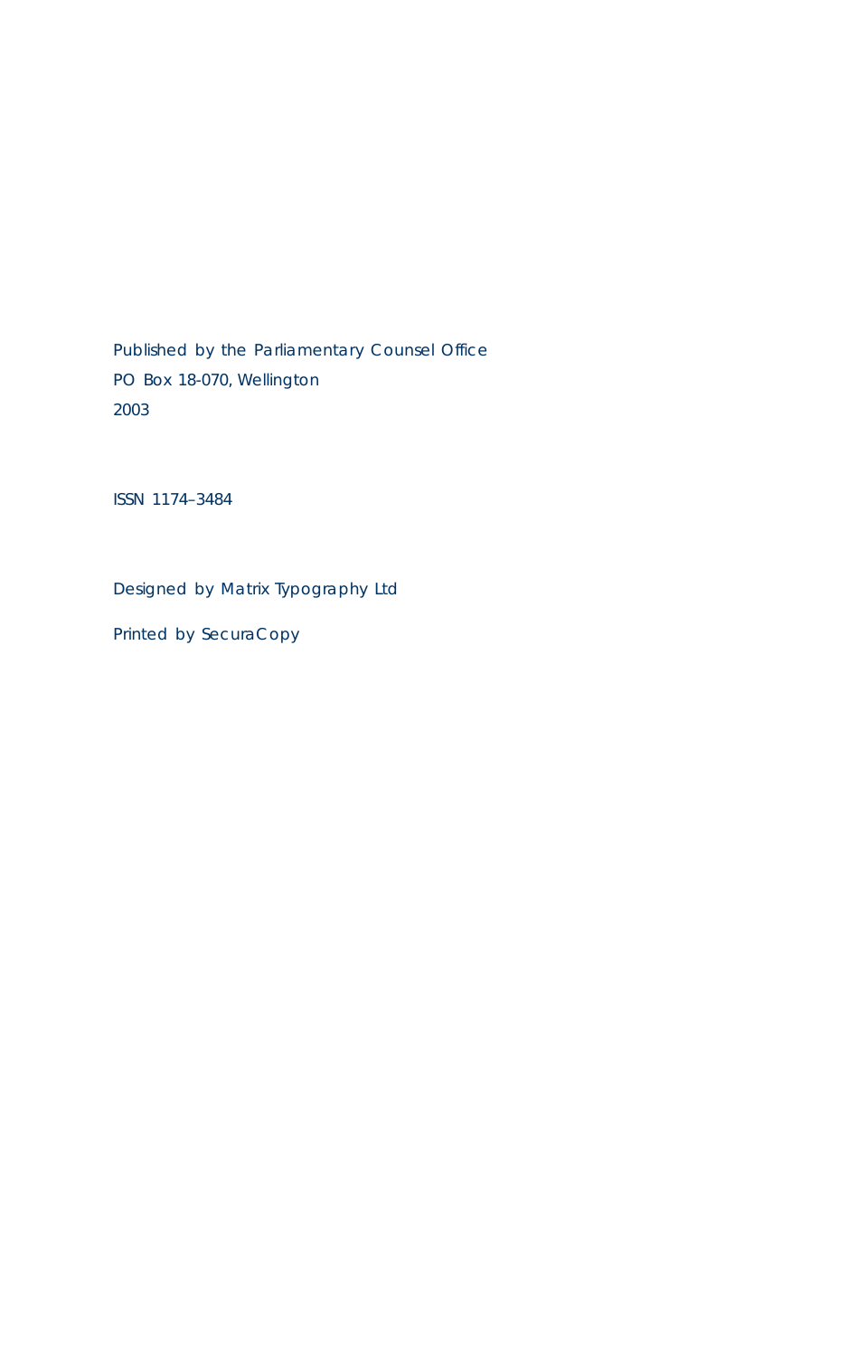Published by the Parliamentary Counsel Office
PO Box 18-070, Wellington
2003

ISSN 1174–3484

Designed by Matrix Typography Ltd

Printed by SecuraCopy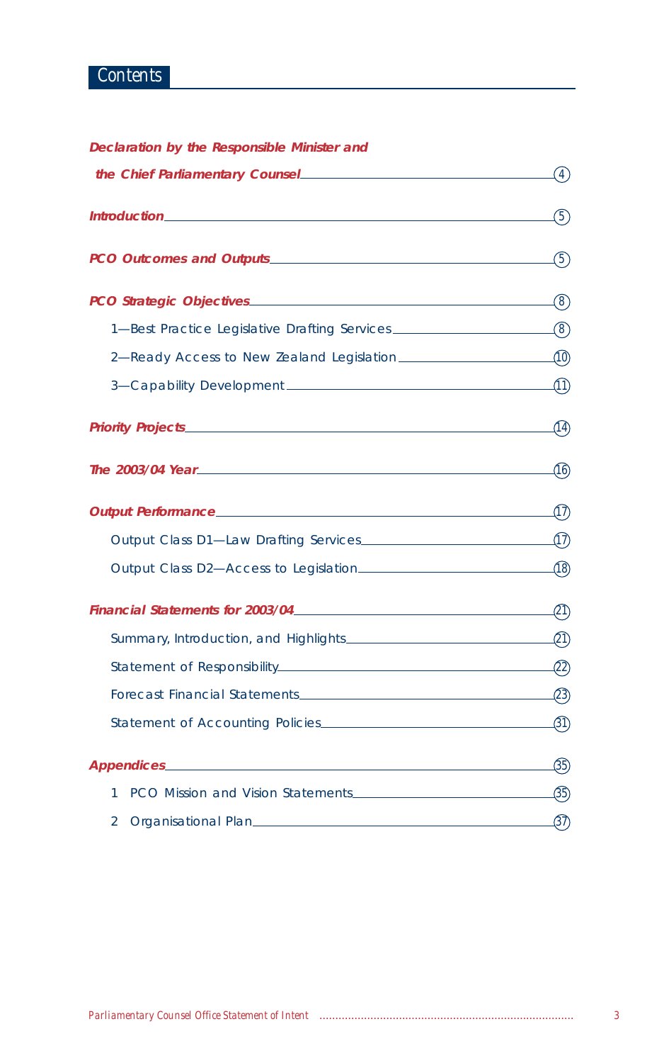# Contents

*Declaration by the Responsible Minister and the Chief Parliamentary Counsel* — 4

*Introduction* — 5

*PCO Outcomes and Outputs* — 5

*PCO Strategic Objectives* — 8

- 1—Best Practice Legislative Drafting Services — 8
- 2—Ready Access to New Zealand Legislation — 10
- 3—Capability Development — 11

*Priority Projects* — 14

*The 2003/04 Year* — 16

*Output Performance* — 17

- Output Class D1—Law Drafting Services — 17
- Output Class D2—Access to Legislation — 18

*Financial Statements for 2003/04* — 21

- Summary, Introduction, and Highlights — 21
- Statement of Responsibility — 22
- Forecast Financial Statements — 23
- Statement of Accounting Policies — 31

*Appendices* — 35

1. PCO Mission and Vision Statements — 35
2. Organisational Plan — 37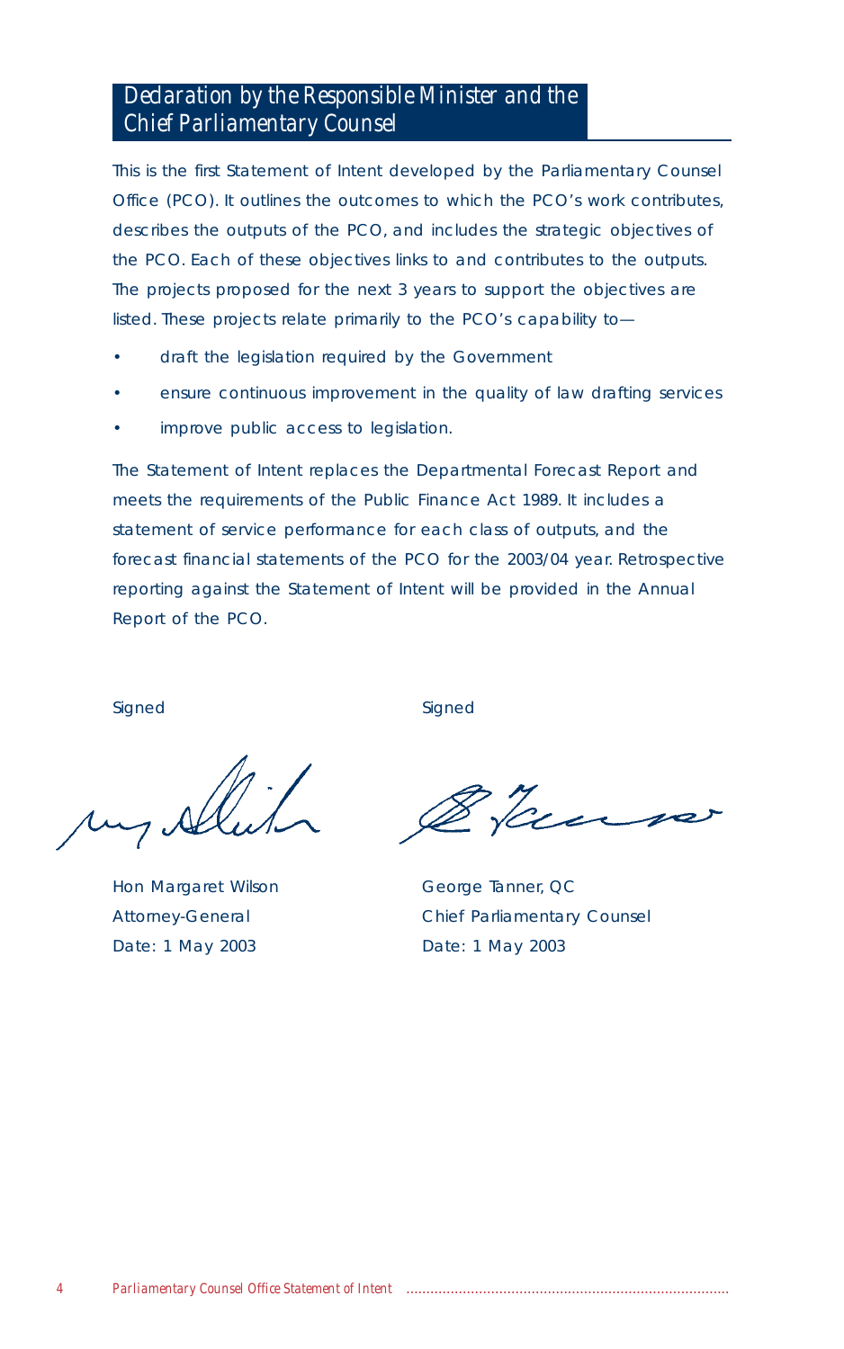## Declaration by the Responsible Minister and the Chief Parliamentary Counsel

This is the first Statement of Intent developed by the Parliamentary Counsel Office (PCO). It outlines the outcomes to which the PCO's work contributes, describes the outputs of the PCO, and includes the strategic objectives of the PCO. Each of these objectives links to and contributes to the outputs. The projects proposed for the next 3 years to support the objectives are listed. These projects relate primarily to the PCO's capability to—

- draft the legislation required by the Government
- ensure continuous improvement in the quality of law drafting services
- improve public access to legislation.

The Statement of Intent replaces the Departmental Forecast Report and meets the requirements of the Public Finance Act 1989. It includes a statement of service performance for each class of outputs, and the forecast financial statements of the PCO for the 2003/04 year. Retrospective reporting against the Statement of Intent will be provided in the Annual Report of the PCO.

Signed

Hon Margaret Wilson
Attorney-General
Date: 1 May 2003

Signed

George Tanner, QC
Chief Parliamentary Counsel
Date: 1 May 2003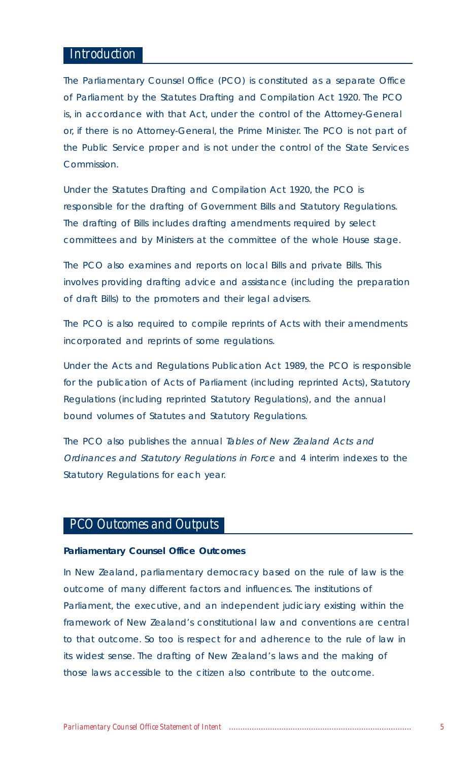## Introduction

The Parliamentary Counsel Office (PCO) is constituted as a separate Office of Parliament by the Statutes Drafting and Compilation Act 1920. The PCO is, in accordance with that Act, under the control of the Attorney-General or, if there is no Attorney-General, the Prime Minister. The PCO is not part of the Public Service proper and is not under the control of the State Services Commission.

Under the Statutes Drafting and Compilation Act 1920, the PCO is responsible for the drafting of Government Bills and Statutory Regulations. The drafting of Bills includes drafting amendments required by select committees and by Ministers at the committee of the whole House stage.

The PCO also examines and reports on local Bills and private Bills. This involves providing drafting advice and assistance (including the preparation of draft Bills) to the promoters and their legal advisers.

The PCO is also required to compile reprints of Acts with their amendments incorporated and reprints of some regulations.

Under the Acts and Regulations Publication Act 1989, the PCO is responsible for the publication of Acts of Parliament (including reprinted Acts), Statutory Regulations (including reprinted Statutory Regulations), and the annual bound volumes of Statutes and Statutory Regulations.

The PCO also publishes the annual *Tables of New Zealand Acts and Ordinances and Statutory Regulations in Force* and 4 interim indexes to the Statutory Regulations for each year.

## PCO Outcomes and Outputs

**Parliamentary Counsel Office Outcomes**

In New Zealand, parliamentary democracy based on the rule of law is the outcome of many different factors and influences. The institutions of Parliament, the executive, and an independent judiciary existing within the framework of New Zealand's constitutional law and conventions are central to that outcome. So too is respect for and adherence to the rule of law in its widest sense. The drafting of New Zealand's laws and the making of those laws accessible to the citizen also contribute to the outcome.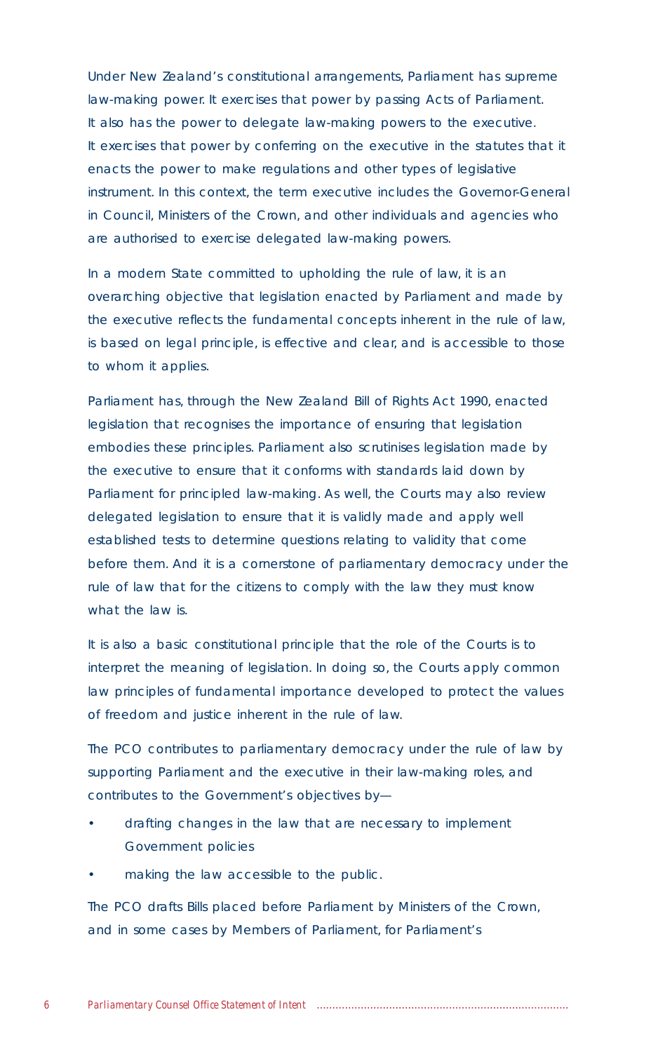Under New Zealand's constitutional arrangements, Parliament has supreme law-making power. It exercises that power by passing Acts of Parliament. It also has the power to delegate law-making powers to the executive. It exercises that power by conferring on the executive in the statutes that it enacts the power to make regulations and other types of legislative instrument. In this context, the term executive includes the Governor-General in Council, Ministers of the Crown, and other individuals and agencies who are authorised to exercise delegated law-making powers.

In a modern State committed to upholding the rule of law, it is an overarching objective that legislation enacted by Parliament and made by the executive reflects the fundamental concepts inherent in the rule of law, is based on legal principle, is effective and clear, and is accessible to those to whom it applies.

Parliament has, through the New Zealand Bill of Rights Act 1990, enacted legislation that recognises the importance of ensuring that legislation embodies these principles. Parliament also scrutinises legislation made by the executive to ensure that it conforms with standards laid down by Parliament for principled law-making. As well, the Courts may also review delegated legislation to ensure that it is validly made and apply well established tests to determine questions relating to validity that come before them. And it is a cornerstone of parliamentary democracy under the rule of law that for the citizens to comply with the law they must know what the law is.

It is also a basic constitutional principle that the role of the Courts is to interpret the meaning of legislation. In doing so, the Courts apply common law principles of fundamental importance developed to protect the values of freedom and justice inherent in the rule of law.

The PCO contributes to parliamentary democracy under the rule of law by supporting Parliament and the executive in their law-making roles, and contributes to the Government's objectives by—

- drafting changes in the law that are necessary to implement Government policies
- making the law accessible to the public.

The PCO drafts Bills placed before Parliament by Ministers of the Crown, and in some cases by Members of Parliament, for Parliament's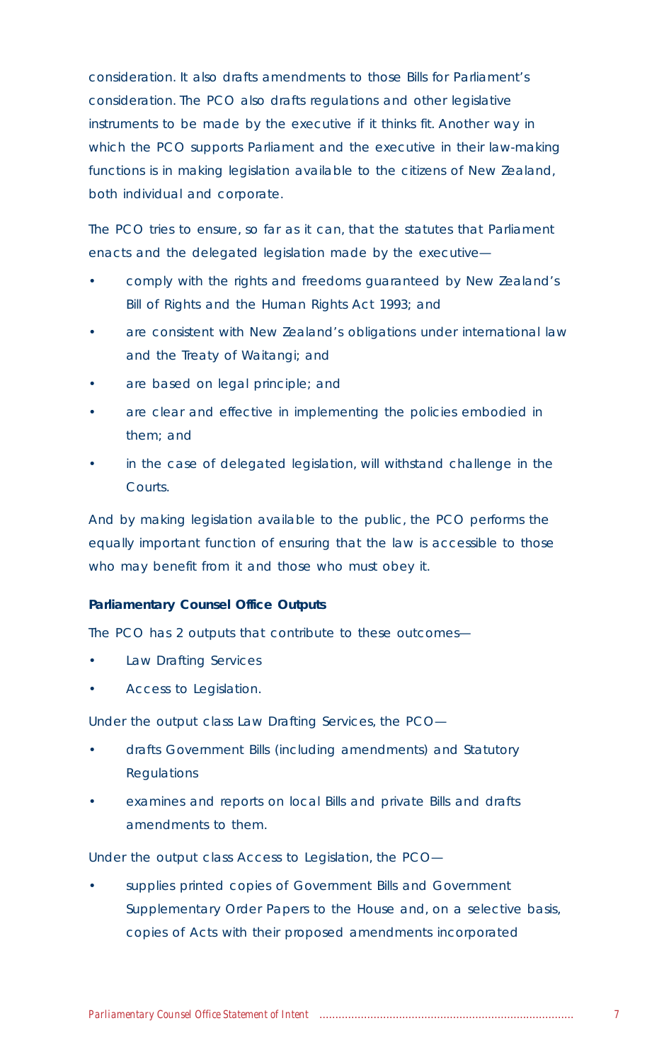consideration. It also drafts amendments to those Bills for Parliament's consideration. The PCO also drafts regulations and other legislative instruments to be made by the executive if it thinks fit. Another way in which the PCO supports Parliament and the executive in their law-making functions is in making legislation available to the citizens of New Zealand, both individual and corporate.

The PCO tries to ensure, so far as it can, that the statutes that Parliament enacts and the delegated legislation made by the executive—

- comply with the rights and freedoms guaranteed by New Zealand's Bill of Rights and the Human Rights Act 1993; and
- are consistent with New Zealand's obligations under international law and the Treaty of Waitangi; and
- are based on legal principle; and
- are clear and effective in implementing the policies embodied in them; and
- in the case of delegated legislation, will withstand challenge in the Courts.

And by making legislation available to the public, the PCO performs the equally important function of ensuring that the law is accessible to those who may benefit from it and those who must obey it.

**Parliamentary Counsel Office Outputs**

The PCO has 2 outputs that contribute to these outcomes—

- Law Drafting Services
- Access to Legislation.

Under the output class Law Drafting Services, the PCO—

- drafts Government Bills (including amendments) and Statutory Regulations
- examines and reports on local Bills and private Bills and drafts amendments to them.

Under the output class Access to Legislation, the PCO—

- supplies printed copies of Government Bills and Government Supplementary Order Papers to the House and, on a selective basis, copies of Acts with their proposed amendments incorporated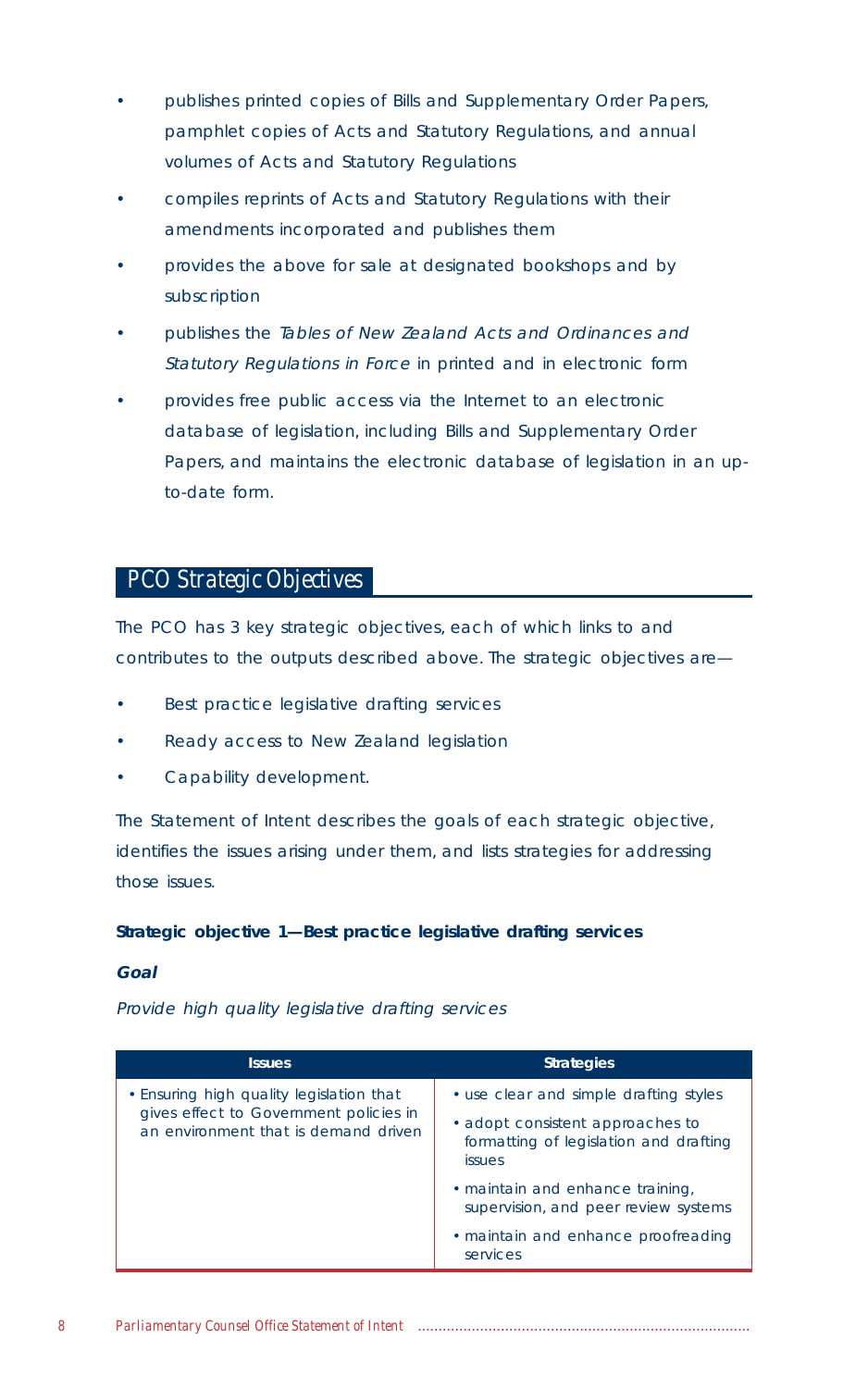- publishes printed copies of Bills and Supplementary Order Papers, pamphlet copies of Acts and Statutory Regulations, and annual volumes of Acts and Statutory Regulations
- compiles reprints of Acts and Statutory Regulations with their amendments incorporated and publishes them
- provides the above for sale at designated bookshops and by subscription
- publishes the *Tables of New Zealand Acts and Ordinances and Statutory Regulations in Force* in printed and in electronic form
- provides free public access via the Internet to an electronic database of legislation, including Bills and Supplementary Order Papers, and maintains the electronic database of legislation in an up-to-date form.

## PCO Strategic Objectives

The PCO has 3 key strategic objectives, each of which links to and contributes to the outputs described above. The strategic objectives are—

- Best practice legislative drafting services
- Ready access to New Zealand legislation
- Capability development.

The Statement of Intent describes the goals of each strategic objective, identifies the issues arising under them, and lists strategies for addressing those issues.

**Strategic objective 1—Best practice legislative drafting services**

***Goal***

*Provide high quality legislative drafting services*

| Issues | Strategies |
| --- | --- |
| • Ensuring high quality legislation that gives effect to Government policies in an environment that is demand driven | • use clear and simple drafting styles<br>• adopt consistent approaches to formatting of legislation and drafting issues<br>• maintain and enhance training, supervision, and peer review systems<br>• maintain and enhance proofreading services |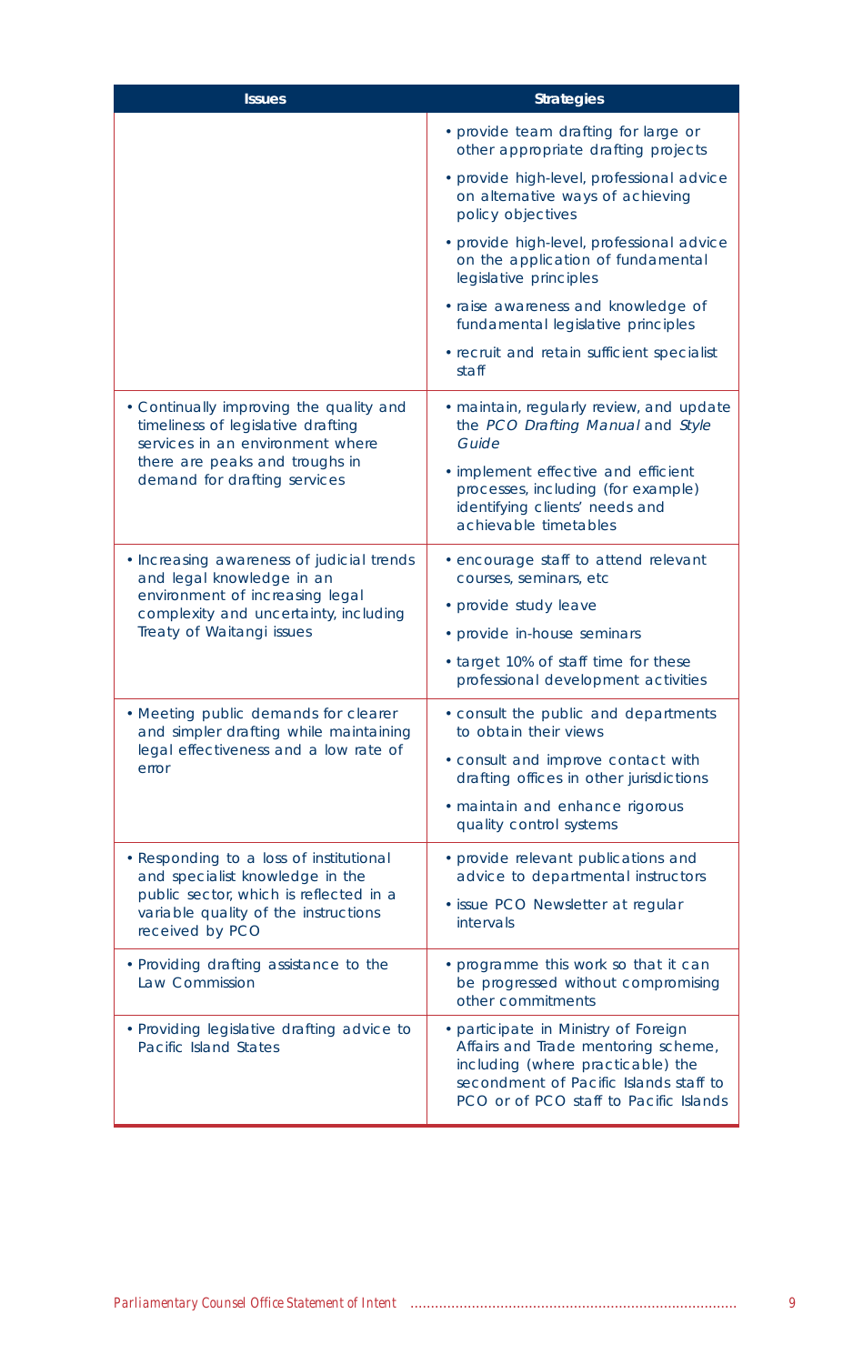| Issues | Strategies |
|---|---|
| | • provide team drafting for large or other appropriate drafting projects<br>• provide high-level, professional advice on alternative ways of achieving policy objectives<br>• provide high-level, professional advice on the application of fundamental legislative principles<br>• raise awareness and knowledge of fundamental legislative principles<br>• recruit and retain sufficient specialist staff |
| • Continually improving the quality and timeliness of legislative drafting services in an environment where there are peaks and troughs in demand for drafting services | • maintain, regularly review, and update the *PCO Drafting Manual* and *Style Guide*<br>• implement effective and efficient processes, including (for example) identifying clients' needs and achievable timetables |
| • Increasing awareness of judicial trends and legal knowledge in an environment of increasing legal complexity and uncertainty, including Treaty of Waitangi issues | • encourage staff to attend relevant courses, seminars, etc<br>• provide study leave<br>• provide in-house seminars<br>• target 10% of staff time for these professional development activities |
| • Meeting public demands for clearer and simpler drafting while maintaining legal effectiveness and a low rate of error | • consult the public and departments to obtain their views<br>• consult and improve contact with drafting offices in other jurisdictions<br>• maintain and enhance rigorous quality control systems |
| • Responding to a loss of institutional and specialist knowledge in the public sector, which is reflected in a variable quality of the instructions received by PCO | • provide relevant publications and advice to departmental instructors<br>• issue PCO Newsletter at regular intervals |
| • Providing drafting assistance to the Law Commission | • programme this work so that it can be progressed without compromising other commitments |
| • Providing legislative drafting advice to Pacific Island States | • participate in Ministry of Foreign Affairs and Trade mentoring scheme, including (where practicable) the secondment of Pacific Islands staff to PCO or of PCO staff to Pacific Islands |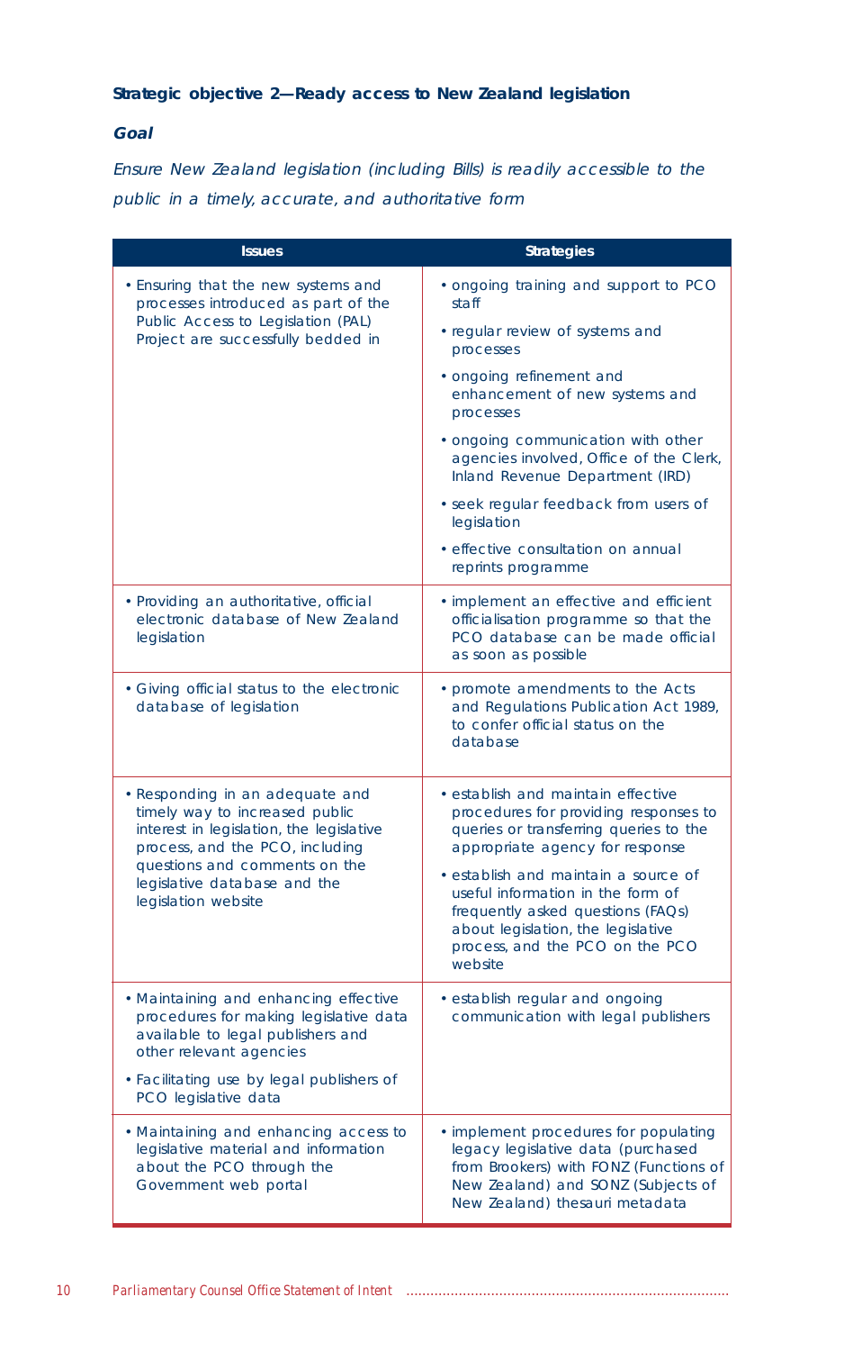**Strategic objective 2—Ready access to New Zealand legislation**

***Goal***

*Ensure New Zealand legislation (including Bills) is readily accessible to the public in a timely, accurate, and authoritative form*

| Issues | Strategies |
|---|---|
| • Ensuring that the new systems and processes introduced as part of the Public Access to Legislation (PAL) Project are successfully bedded in | • ongoing training and support to PCO staff<br>• regular review of systems and processes<br>• ongoing refinement and enhancement of new systems and processes<br>• ongoing communication with other agencies involved, Office of the Clerk, Inland Revenue Department (IRD)<br>• seek regular feedback from users of legislation<br>• effective consultation on annual reprints programme |
| • Providing an authoritative, official electronic database of New Zealand legislation | • implement an effective and efficient officialisation programme so that the PCO database can be made official as soon as possible |
| • Giving official status to the electronic database of legislation | • promote amendments to the Acts and Regulations Publication Act 1989, to confer official status on the database |
| • Responding in an adequate and timely way to increased public interest in legislation, the legislative process, and the PCO, including questions and comments on the legislative database and the legislation website | • establish and maintain effective procedures for providing responses to queries or transferring queries to the appropriate agency for response<br>• establish and maintain a source of useful information in the form of frequently asked questions (FAQs) about legislation, the legislative process, and the PCO on the PCO website |
| • Maintaining and enhancing effective procedures for making legislative data available to legal publishers and other relevant agencies<br>• Facilitating use by legal publishers of PCO legislative data | • establish regular and ongoing communication with legal publishers |
| • Maintaining and enhancing access to legislative material and information about the PCO through the Government web portal | • implement procedures for populating legacy legislative data (purchased from Brookers) with FONZ (Functions of New Zealand) and SONZ (Subjects of New Zealand) thesauri metadata |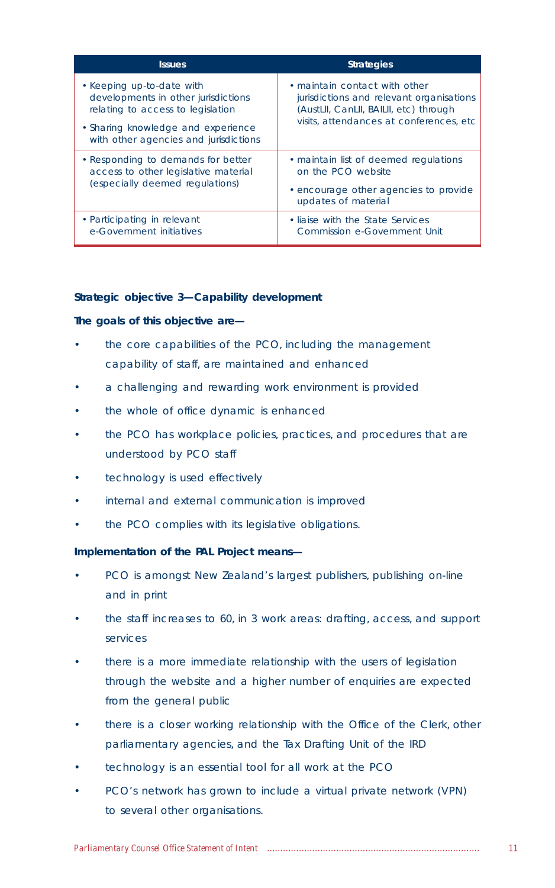| Issues | Strategies |
|---|---|
| • Keeping up-to-date with developments in other jurisdictions relating to access to legislation<br>• Sharing knowledge and experience with other agencies and jurisdictions | • maintain contact with other jurisdictions and relevant organisations (AustLII, CanLII, BAILII, etc) through visits, attendances at conferences, etc |
| • Responding to demands for better access to other legislative material (especially deemed regulations) | • maintain list of deemed regulations on the PCO website<br>• encourage other agencies to provide updates of material |
| • Participating in relevant e-Government initiatives | • liaise with the State Services Commission e-Government Unit |

**Strategic objective 3—Capability development**

**The goals of this objective are—**

- the core capabilities of the PCO, including the management capability of staff, are maintained and enhanced
- a challenging and rewarding work environment is provided
- the whole of office dynamic is enhanced
- the PCO has workplace policies, practices, and procedures that are understood by PCO staff
- technology is used effectively
- internal and external communication is improved
- the PCO complies with its legislative obligations.

**Implementation of the PAL Project means—**

- PCO is amongst New Zealand's largest publishers, publishing on-line and in print
- the staff increases to 60, in 3 work areas: drafting, access, and support services
- there is a more immediate relationship with the users of legislation through the website and a higher number of enquiries are expected from the general public
- there is a closer working relationship with the Office of the Clerk, other parliamentary agencies, and the Tax Drafting Unit of the IRD
- technology is an essential tool for all work at the PCO
- PCO's network has grown to include a virtual private network (VPN) to several other organisations.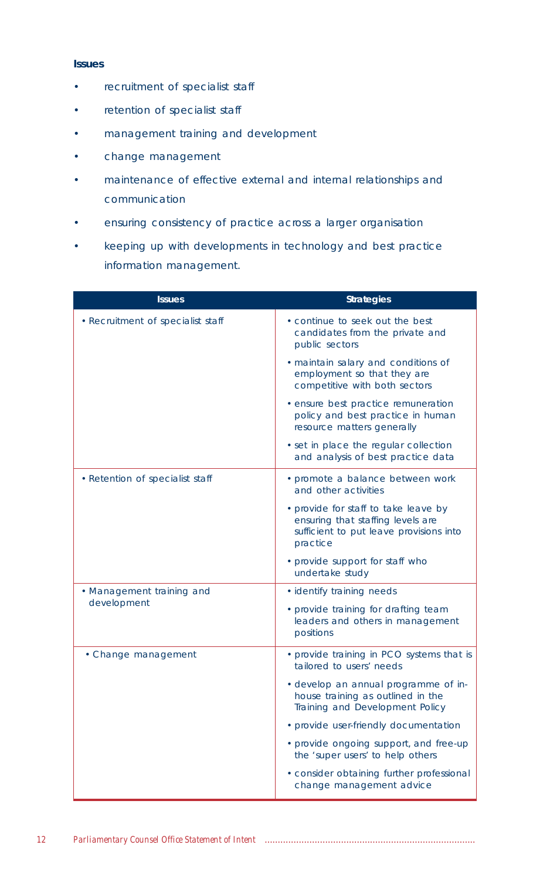**Issues**

- recruitment of specialist staff
- retention of specialist staff
- management training and development
- change management
- maintenance of effective external and internal relationships and communication
- ensuring consistency of practice across a larger organisation
- keeping up with developments in technology and best practice information management.

| Issues | Strategies |
|---|---|
| • Recruitment of specialist staff | • continue to seek out the best candidates from the private and public sectors<br>• maintain salary and conditions of employment so that they are competitive with both sectors<br>• ensure best practice remuneration policy and best practice in human resource matters generally<br>• set in place the regular collection and analysis of best practice data |
| • Retention of specialist staff | • promote a balance between work and other activities<br>• provide for staff to take leave by ensuring that staffing levels are sufficient to put leave provisions into practice<br>• provide support for staff who undertake study |
| • Management training and development | • identify training needs<br>• provide training for drafting team leaders and others in management positions |
| • Change management | • provide training in PCO systems that is tailored to users' needs<br>• develop an annual programme of in-house training as outlined in the Training and Development Policy<br>• provide user-friendly documentation<br>• provide ongoing support, and free-up the 'super users' to help others<br>• consider obtaining further professional change management advice |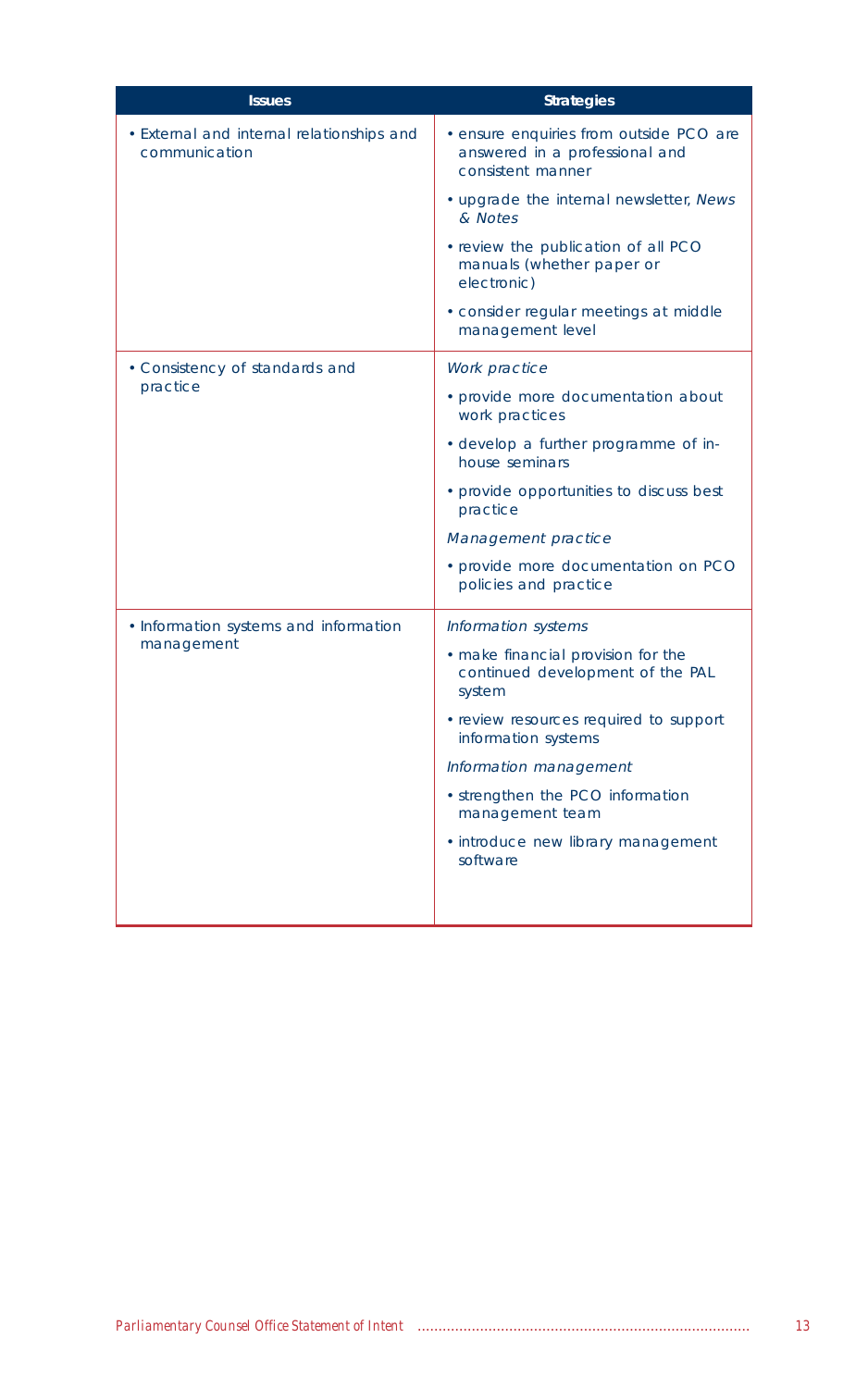| Issues | Strategies |
|---|---|
| • External and internal relationships and communication | • ensure enquiries from outside PCO are answered in a professional and consistent manner<br>• upgrade the internal newsletter, *News & Notes*<br>• review the publication of all PCO manuals (whether paper or electronic)<br>• consider regular meetings at middle management level |
| • Consistency of standards and practice | *Work practice*<br>• provide more documentation about work practices<br>• develop a further programme of in-house seminars<br>• provide opportunities to discuss best practice<br>*Management practice*<br>• provide more documentation on PCO policies and practice |
| • Information systems and information management | *Information systems*<br>• make financial provision for the continued development of the PAL system<br>• review resources required to support information systems<br>*Information management*<br>• strengthen the PCO information management team<br>• introduce new library management software |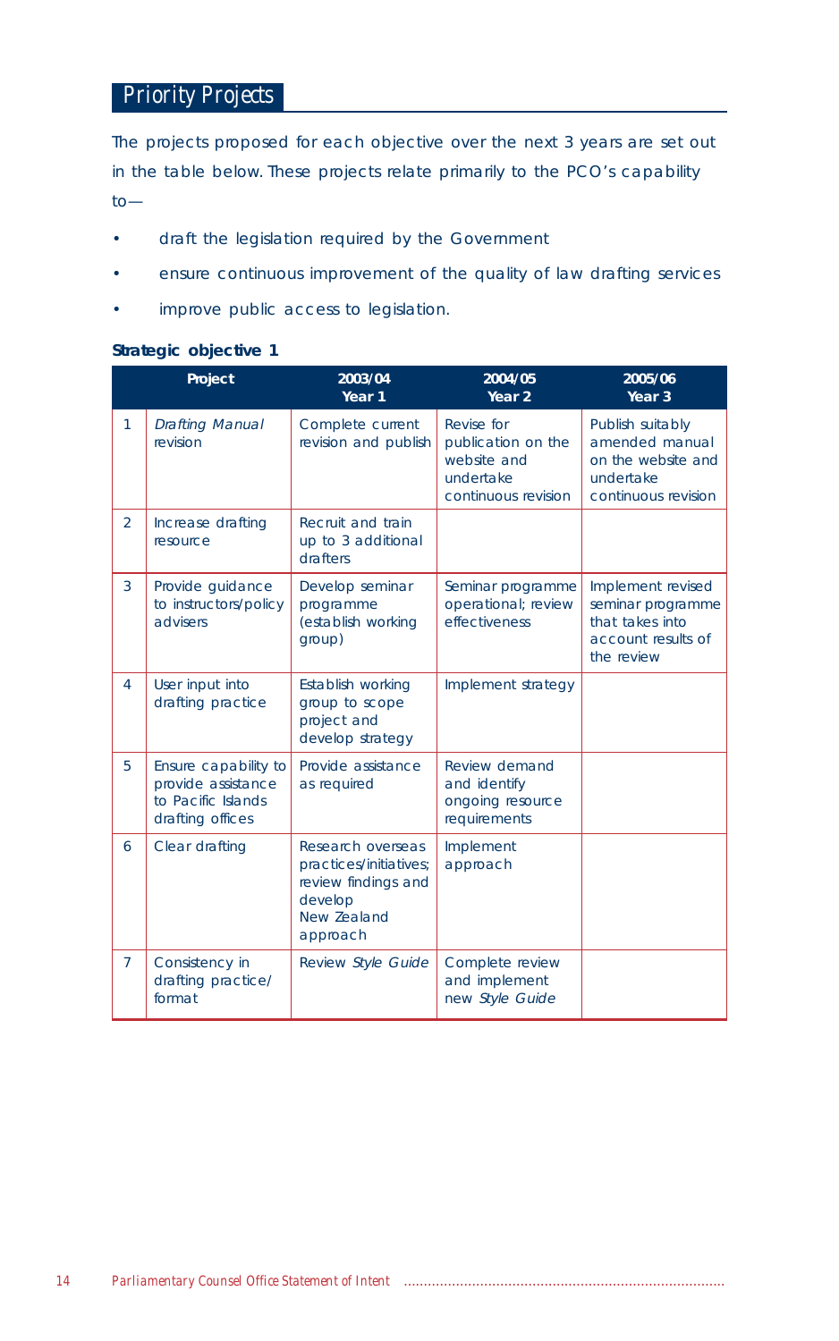## Priority Projects

The projects proposed for each objective over the next 3 years are set out in the table below. These projects relate primarily to the PCO's capability to—

- draft the legislation required by the Government
- ensure continuous improvement of the quality of law drafting services
- improve public access to legislation.

**Strategic objective 1**

| | Project | 2003/04 Year 1 | 2004/05 Year 2 | 2005/06 Year 3 |
|---|---|---|---|---|
| 1 | *Drafting Manual* revision | Complete current revision and publish | Revise for publication on the website and undertake continuous revision | Publish suitably amended manual on the website and undertake continuous revision |
| 2 | Increase drafting resource | Recruit and train up to 3 additional drafters | | |
| 3 | Provide guidance to instructors/policy advisers | Develop seminar programme (establish working group) | Seminar programme operational; review effectiveness | Implement revised seminar programme that takes into account results of the review |
| 4 | User input into drafting practice | Establish working group to scope project and develop strategy | Implement strategy | |
| 5 | Ensure capability to provide assistance to Pacific Islands drafting offices | Provide assistance as required | Review demand and identify ongoing resource requirements | |
| 6 | Clear drafting | Research overseas practices/initiatives; review findings and develop New Zealand approach | Implement approach | |
| 7 | Consistency in drafting practice/format | Review *Style Guide* | Complete review and implement new *Style Guide* | |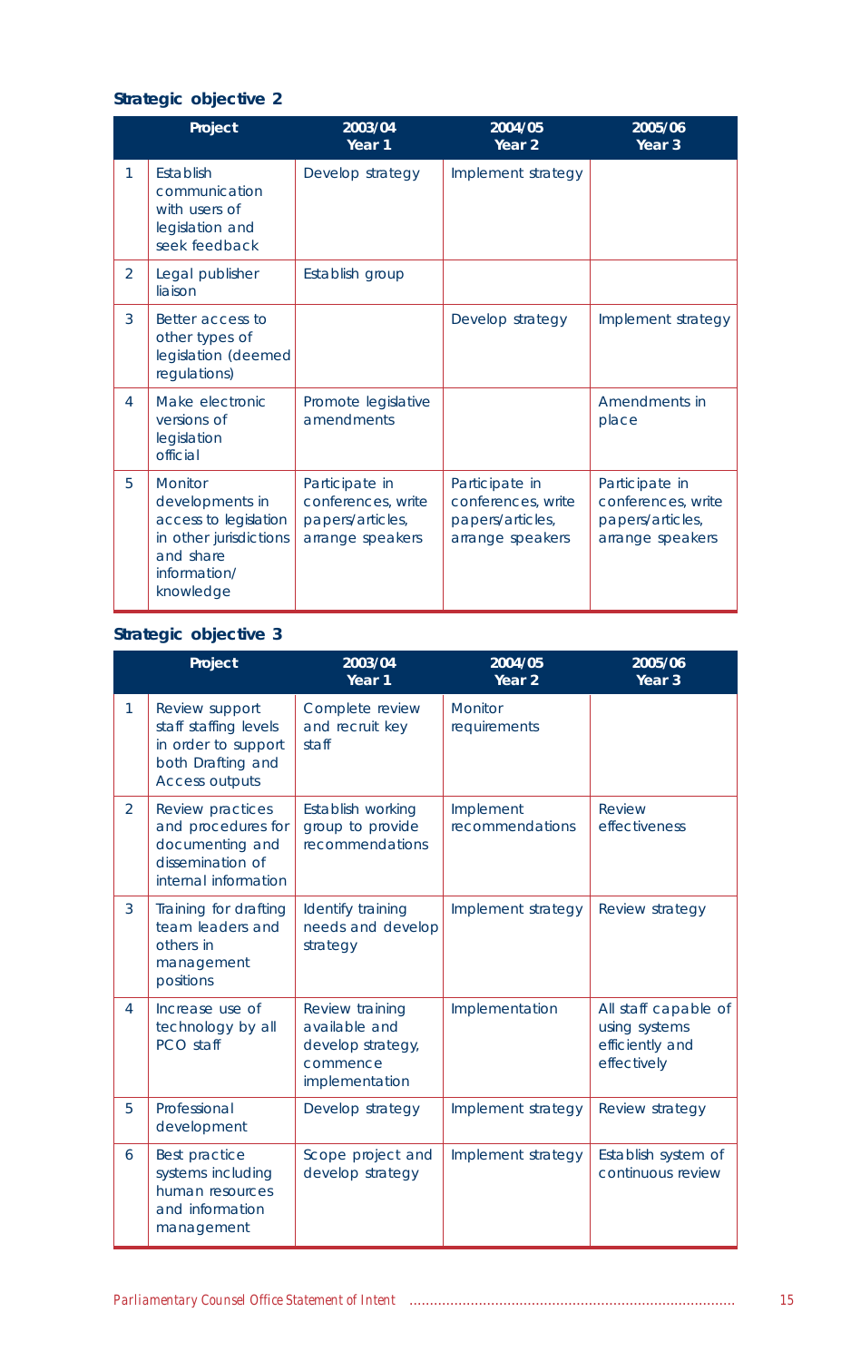### Strategic objective 2

| | Project | 2003/04 Year 1 | 2004/05 Year 2 | 2005/06 Year 3 |
|---|---|---|---|---|
| 1 | Establish communication with users of legislation and seek feedback | Develop strategy | Implement strategy | |
| 2 | Legal publisher liaison | Establish group | | |
| 3 | Better access to other types of legislation (deemed regulations) | | Develop strategy | Implement strategy |
| 4 | Make electronic versions of legislation official | Promote legislative amendments | | Amendments in place |
| 5 | Monitor developments in access to legislation in other jurisdictions and share information/ knowledge | Participate in conferences, write papers/articles, arrange speakers | Participate in conferences, write papers/articles, arrange speakers | Participate in conferences, write papers/articles, arrange speakers |

### Strategic objective 3

| | Project | 2003/04 Year 1 | 2004/05 Year 2 | 2005/06 Year 3 |
|---|---|---|---|---|
| 1 | Review support staff staffing levels in order to support both Drafting and Access outputs | Complete review and recruit key staff | Monitor requirements | |
| 2 | Review practices and procedures for documenting and dissemination of internal information | Establish working group to provide recommendations | Implement recommendations | Review effectiveness |
| 3 | Training for drafting team leaders and others in management positions | Identify training needs and develop strategy | Implement strategy | Review strategy |
| 4 | Increase use of technology by all PCO staff | Review training available and develop strategy, commence implementation | Implementation | All staff capable of using systems efficiently and effectively |
| 5 | Professional development | Develop strategy | Implement strategy | Review strategy |
| 6 | Best practice systems including human resources and information management | Scope project and develop strategy | Implement strategy | Establish system of continuous review |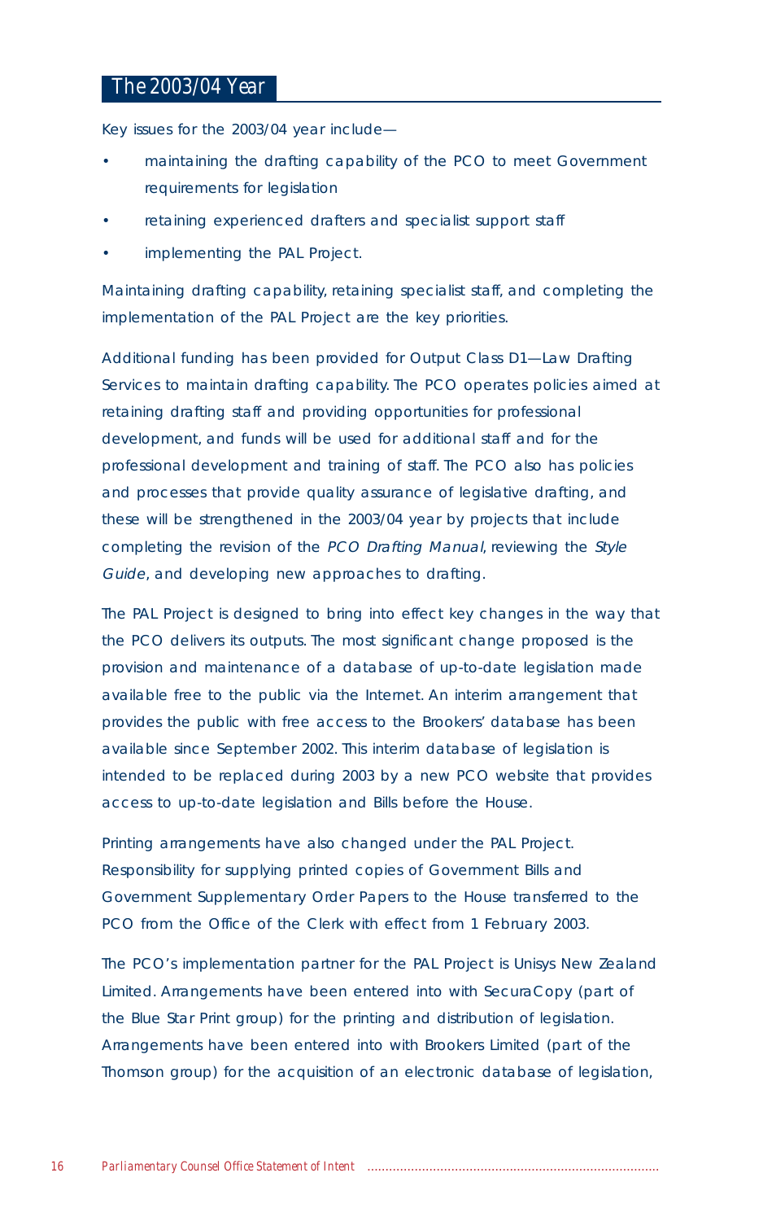## The 2003/04 Year

Key issues for the 2003/04 year include—

- maintaining the drafting capability of the PCO to meet Government requirements for legislation
- retaining experienced drafters and specialist support staff
- implementing the PAL Project.

Maintaining drafting capability, retaining specialist staff, and completing the implementation of the PAL Project are the key priorities.

Additional funding has been provided for Output Class D1—Law Drafting Services to maintain drafting capability. The PCO operates policies aimed at retaining drafting staff and providing opportunities for professional development, and funds will be used for additional staff and for the professional development and training of staff. The PCO also has policies and processes that provide quality assurance of legislative drafting, and these will be strengthened in the 2003/04 year by projects that include completing the revision of the *PCO Drafting Manual*, reviewing the *Style Guide*, and developing new approaches to drafting.

The PAL Project is designed to bring into effect key changes in the way that the PCO delivers its outputs. The most significant change proposed is the provision and maintenance of a database of up-to-date legislation made available free to the public via the Internet. An interim arrangement that provides the public with free access to the Brookers' database has been available since September 2002. This interim database of legislation is intended to be replaced during 2003 by a new PCO website that provides access to up-to-date legislation and Bills before the House.

Printing arrangements have also changed under the PAL Project. Responsibility for supplying printed copies of Government Bills and Government Supplementary Order Papers to the House transferred to the PCO from the Office of the Clerk with effect from 1 February 2003.

The PCO's implementation partner for the PAL Project is Unisys New Zealand Limited. Arrangements have been entered into with SecuraCopy (part of the Blue Star Print group) for the printing and distribution of legislation. Arrangements have been entered into with Brookers Limited (part of the Thomson group) for the acquisition of an electronic database of legislation,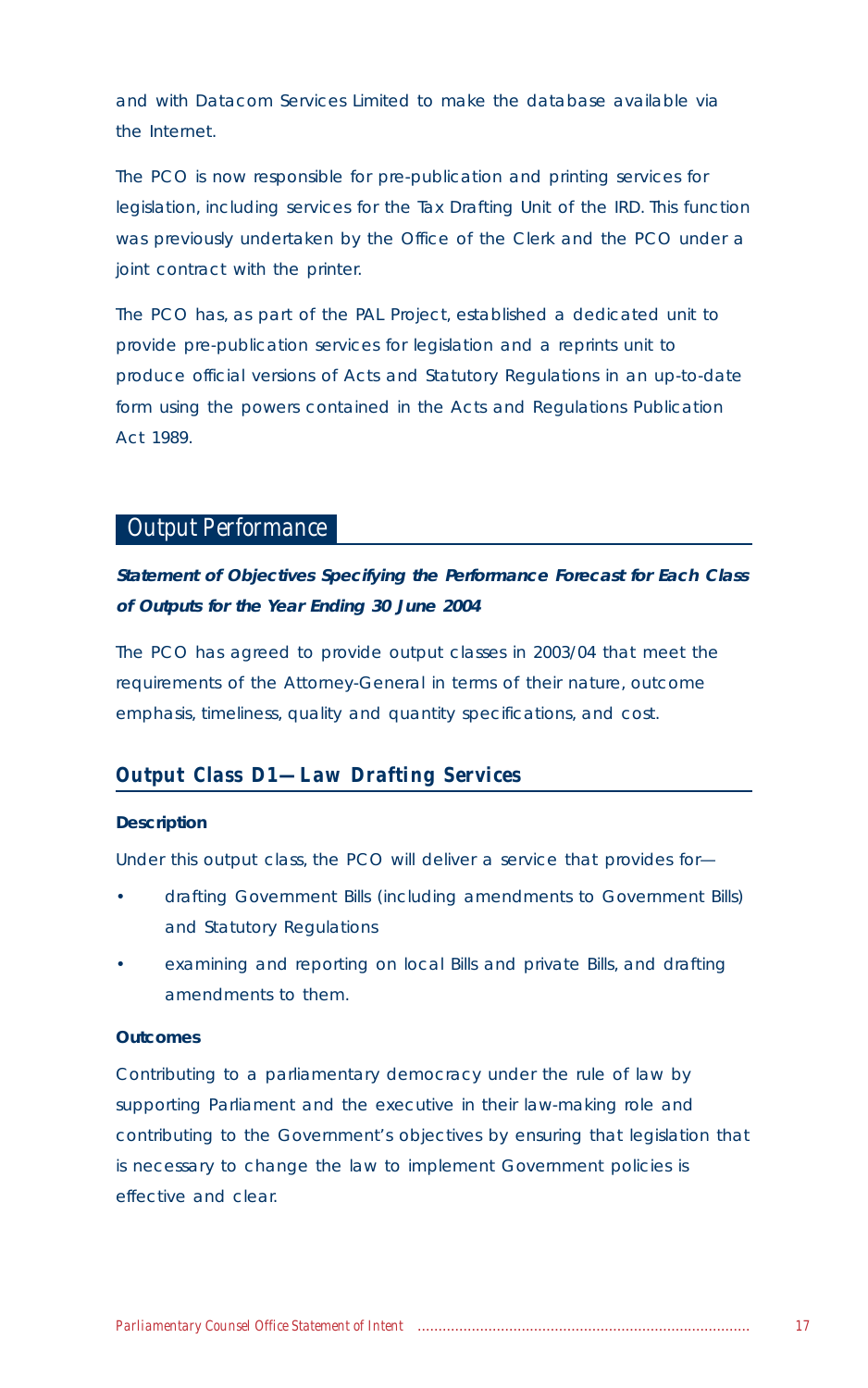and with Datacom Services Limited to make the database available via the Internet.

The PCO is now responsible for pre-publication and printing services for legislation, including services for the Tax Drafting Unit of the IRD. This function was previously undertaken by the Office of the Clerk and the PCO under a joint contract with the printer.

The PCO has, as part of the PAL Project, established a dedicated unit to provide pre-publication services for legislation and a reprints unit to produce official versions of Acts and Statutory Regulations in an up-to-date form using the powers contained in the Acts and Regulations Publication Act 1989.

## Output Performance

***Statement of Objectives Specifying the Performance Forecast for Each Class of Outputs for the Year Ending 30 June 2004***

The PCO has agreed to provide output classes in 2003/04 that meet the requirements of the Attorney-General in terms of their nature, outcome emphasis, timeliness, quality and quantity specifications, and cost.

### Output Class D1—Law Drafting Services

**Description**

Under this output class, the PCO will deliver a service that provides for—

- drafting Government Bills (including amendments to Government Bills) and Statutory Regulations
- examining and reporting on local Bills and private Bills, and drafting amendments to them.

**Outcomes**

Contributing to a parliamentary democracy under the rule of law by supporting Parliament and the executive in their law-making role and contributing to the Government's objectives by ensuring that legislation that is necessary to change the law to implement Government policies is effective and clear.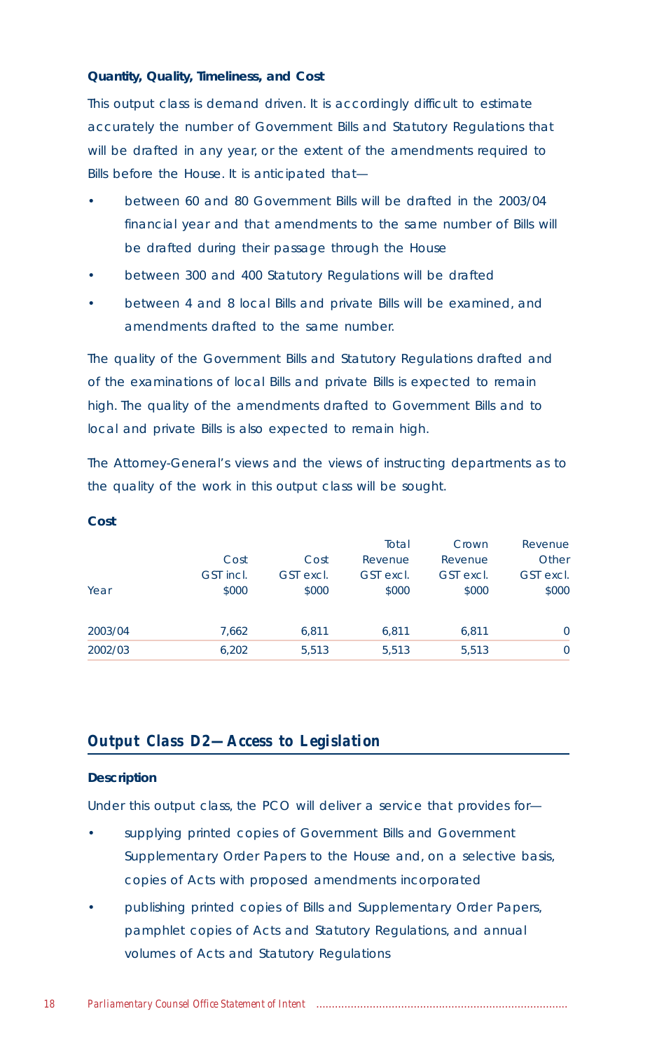### Quantity, Quality, Timeliness, and Cost

This output class is demand driven. It is accordingly difficult to estimate accurately the number of Government Bills and Statutory Regulations that will be drafted in any year, or the extent of the amendments required to Bills before the House. It is anticipated that—

- between 60 and 80 Government Bills will be drafted in the 2003/04 financial year and that amendments to the same number of Bills will be drafted during their passage through the House
- between 300 and 400 Statutory Regulations will be drafted
- between 4 and 8 local Bills and private Bills will be examined, and amendments drafted to the same number.

The quality of the Government Bills and Statutory Regulations drafted and of the examinations of local Bills and private Bills is expected to remain high. The quality of the amendments drafted to Government Bills and to local and private Bills is also expected to remain high.

The Attorney-General's views and the views of instructing departments as to the quality of the work in this output class will be sought.

### Cost

| Year | Cost GST incl. $000 | Cost GST excl. $000 | Total Revenue GST excl. $000 | Crown Revenue GST excl. $000 | Revenue Other GST excl. $000 |
|---|---|---|---|---|---|
| 2003/04 | 7,662 | 6,811 | 6,811 | 6,811 | 0 |
| 2002/03 | 6,202 | 5,513 | 5,513 | 5,513 | 0 |

## Output Class D2—Access to Legislation

### Description

Under this output class, the PCO will deliver a service that provides for—

- supplying printed copies of Government Bills and Government Supplementary Order Papers to the House and, on a selective basis, copies of Acts with proposed amendments incorporated
- publishing printed copies of Bills and Supplementary Order Papers, pamphlet copies of Acts and Statutory Regulations, and annual volumes of Acts and Statutory Regulations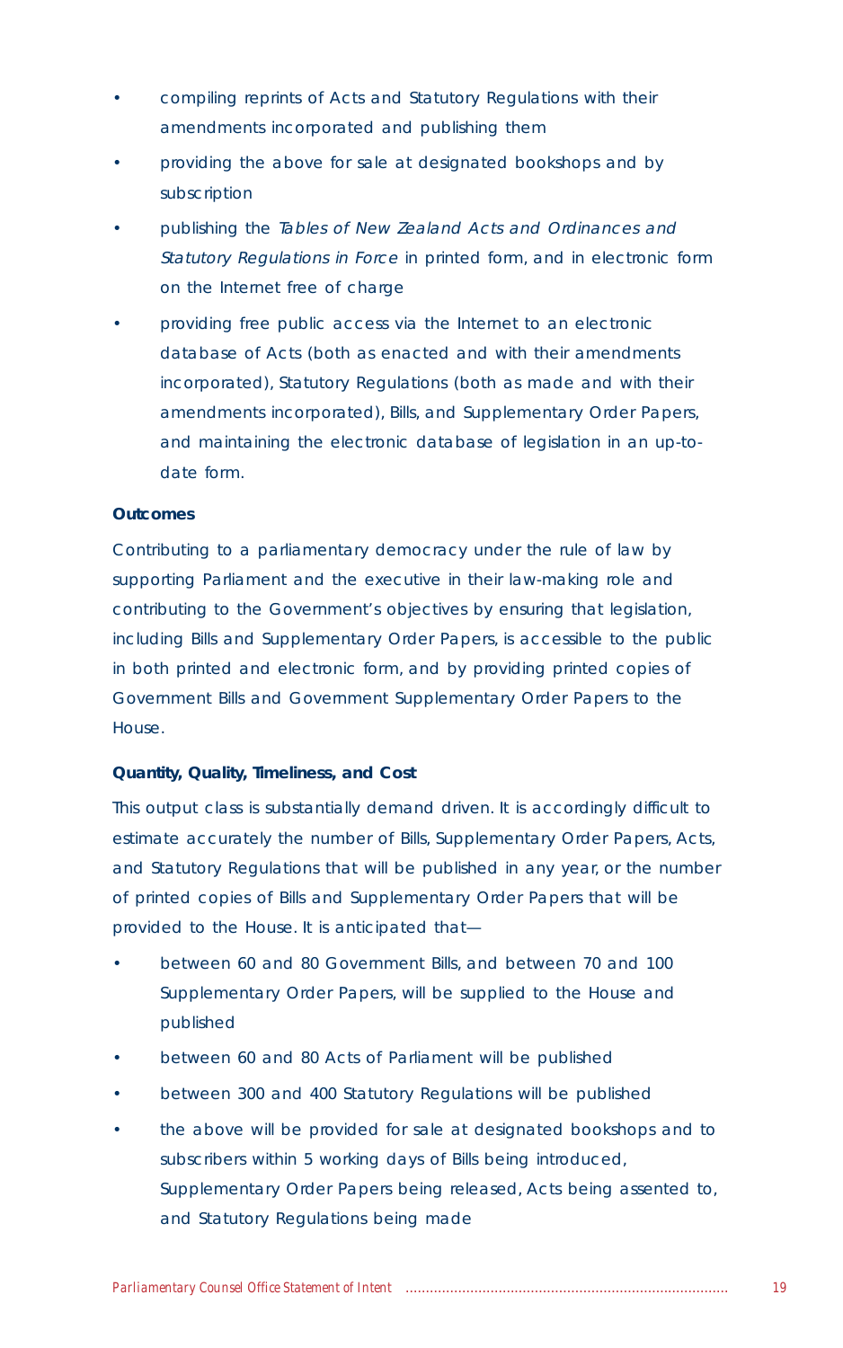- compiling reprints of Acts and Statutory Regulations with their amendments incorporated and publishing them
- providing the above for sale at designated bookshops and by subscription
- publishing the *Tables of New Zealand Acts and Ordinances and Statutory Regulations in Force* in printed form, and in electronic form on the Internet free of charge
- providing free public access via the Internet to an electronic database of Acts (both as enacted and with their amendments incorporated), Statutory Regulations (both as made and with their amendments incorporated), Bills, and Supplementary Order Papers, and maintaining the electronic database of legislation in an up-to-date form.

**Outcomes**

Contributing to a parliamentary democracy under the rule of law by supporting Parliament and the executive in their law-making role and contributing to the Government's objectives by ensuring that legislation, including Bills and Supplementary Order Papers, is accessible to the public in both printed and electronic form, and by providing printed copies of Government Bills and Government Supplementary Order Papers to the House.

**Quantity, Quality, Timeliness, and Cost**

This output class is substantially demand driven. It is accordingly difficult to estimate accurately the number of Bills, Supplementary Order Papers, Acts, and Statutory Regulations that will be published in any year, or the number of printed copies of Bills and Supplementary Order Papers that will be provided to the House. It is anticipated that—

- between 60 and 80 Government Bills, and between 70 and 100 Supplementary Order Papers, will be supplied to the House and published
- between 60 and 80 Acts of Parliament will be published
- between 300 and 400 Statutory Regulations will be published
- the above will be provided for sale at designated bookshops and to subscribers within 5 working days of Bills being introduced, Supplementary Order Papers being released, Acts being assented to, and Statutory Regulations being made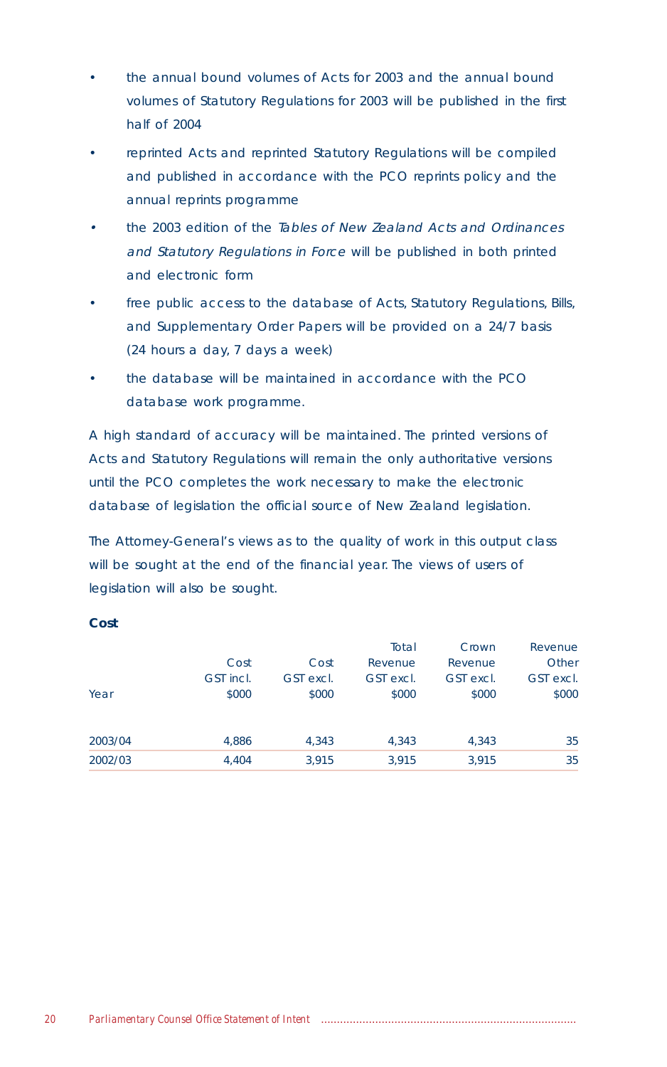- the annual bound volumes of Acts for 2003 and the annual bound volumes of Statutory Regulations for 2003 will be published in the first half of 2004
- reprinted Acts and reprinted Statutory Regulations will be compiled and published in accordance with the PCO reprints policy and the annual reprints programme
- the 2003 edition of the *Tables of New Zealand Acts and Ordinances and Statutory Regulations in Force* will be published in both printed and electronic form
- free public access to the database of Acts, Statutory Regulations, Bills, and Supplementary Order Papers will be provided on a 24/7 basis (24 hours a day, 7 days a week)
- the database will be maintained in accordance with the PCO database work programme.

A high standard of accuracy will be maintained. The printed versions of Acts and Statutory Regulations will remain the only authoritative versions until the PCO completes the work necessary to make the electronic database of legislation the official source of New Zealand legislation.

The Attorney-General's views as to the quality of work in this output class will be sought at the end of the financial year. The views of users of legislation will also be sought.

**Cost**

| Year | Cost GST incl. $000 | Cost GST excl. $000 | Total Revenue GST excl. $000 | Crown Revenue GST excl. $000 | Revenue Other GST excl. $000 |
|---|---|---|---|---|---|
| 2003/04 | 4,886 | 4,343 | 4,343 | 4,343 | 35 |
| 2002/03 | 4,404 | 3,915 | 3,915 | 3,915 | 35 |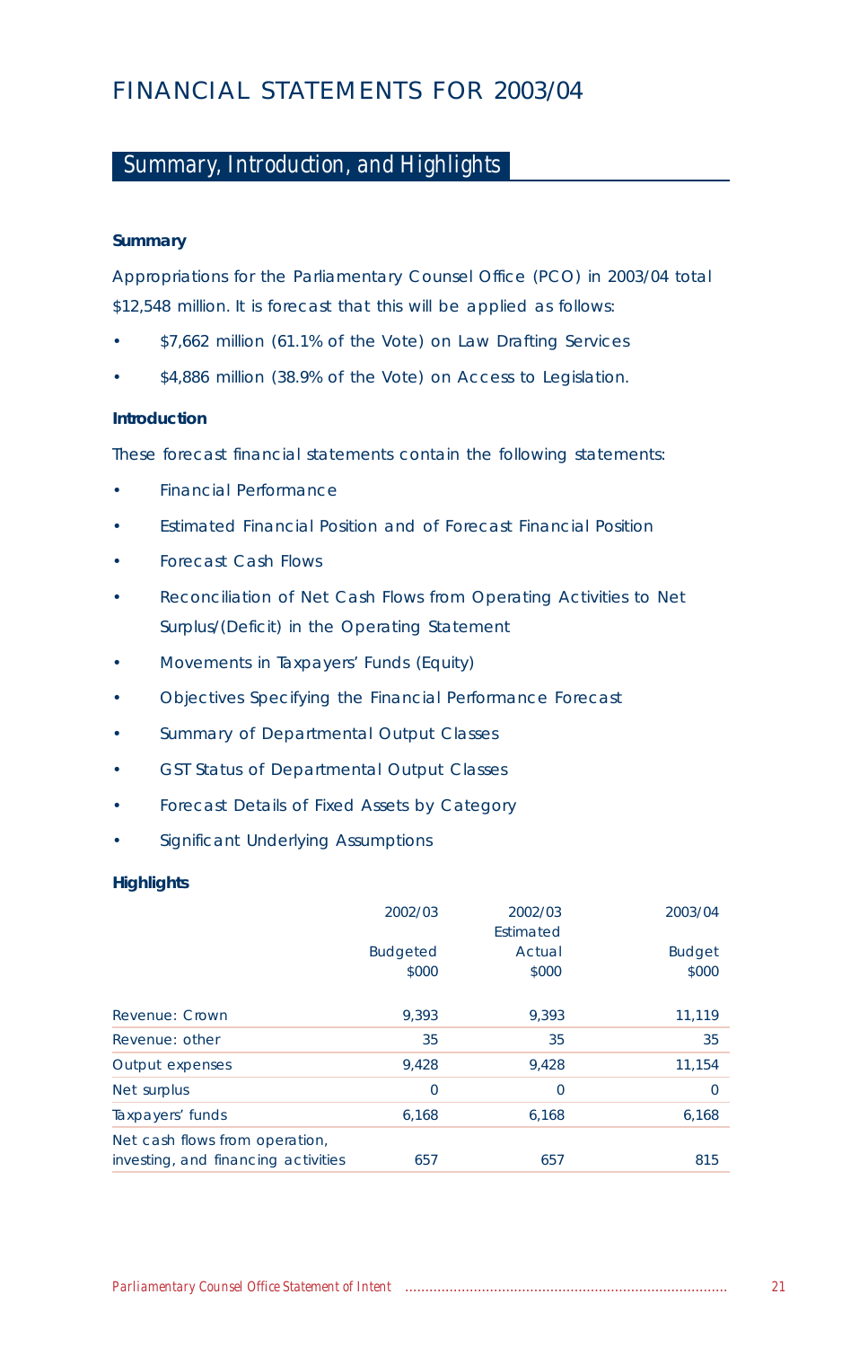# FINANCIAL STATEMENTS FOR 2003/04

## Summary, Introduction, and Highlights

### Summary

Appropriations for the Parliamentary Counsel Office (PCO) in 2003/04 total $12,548 million. It is forecast that this will be applied as follows:

- $7,662 million (61.1% of the Vote) on Law Drafting Services
- $4,886 million (38.9% of the Vote) on Access to Legislation.

### Introduction

These forecast financial statements contain the following statements:

- Financial Performance
- Estimated Financial Position and of Forecast Financial Position
- Forecast Cash Flows
- Reconciliation of Net Cash Flows from Operating Activities to Net Surplus/(Deficit) in the Operating Statement
- Movements in Taxpayers' Funds (Equity)
- Objectives Specifying the Financial Performance Forecast
- Summary of Departmental Output Classes
- GST Status of Departmental Output Classes
- Forecast Details of Fixed Assets by Category
- Significant Underlying Assumptions

### Highlights

| | 2002/03 Budgeted $000 | 2002/03 Estimated Actual $000 | 2003/04 Budget $000 |
|---|---|---|---|
| Revenue: Crown | 9,393 | 9,393 | 11,119 |
| Revenue: other | 35 | 35 | 35 |
| Output expenses | 9,428 | 9,428 | 11,154 |
| Net surplus | 0 | 0 | 0 |
| Taxpayers' funds | 6,168 | 6,168 | 6,168 |
| Net cash flows from operation, investing, and financing activities | 657 | 657 | 815 |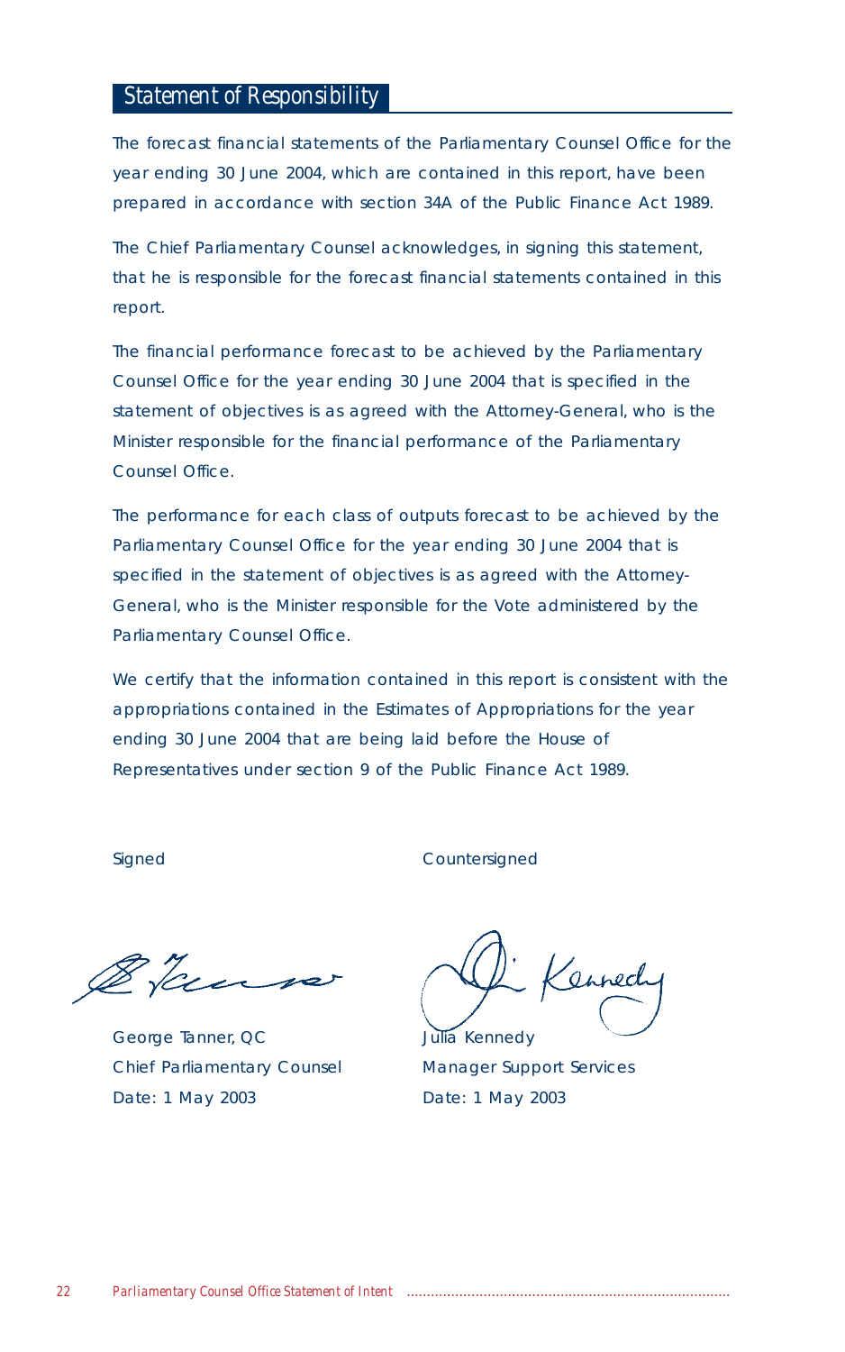## Statement of Responsibility

The forecast financial statements of the Parliamentary Counsel Office for the year ending 30 June 2004, which are contained in this report, have been prepared in accordance with section 34A of the Public Finance Act 1989.

The Chief Parliamentary Counsel acknowledges, in signing this statement, that he is responsible for the forecast financial statements contained in this report.

The financial performance forecast to be achieved by the Parliamentary Counsel Office for the year ending 30 June 2004 that is specified in the statement of objectives is as agreed with the Attorney-General, who is the Minister responsible for the financial performance of the Parliamentary Counsel Office.

The performance for each class of outputs forecast to be achieved by the Parliamentary Counsel Office for the year ending 30 June 2004 that is specified in the statement of objectives is as agreed with the Attorney-General, who is the Minister responsible for the Vote administered by the Parliamentary Counsel Office.

We certify that the information contained in this report is consistent with the appropriations contained in the Estimates of Appropriations for the year ending 30 June 2004 that are being laid before the House of Representatives under section 9 of the Public Finance Act 1989.

Signed

George Tanner, QC
Chief Parliamentary Counsel
Date: 1 May 2003

Countersigned

Julia Kennedy
Manager Support Services
Date: 1 May 2003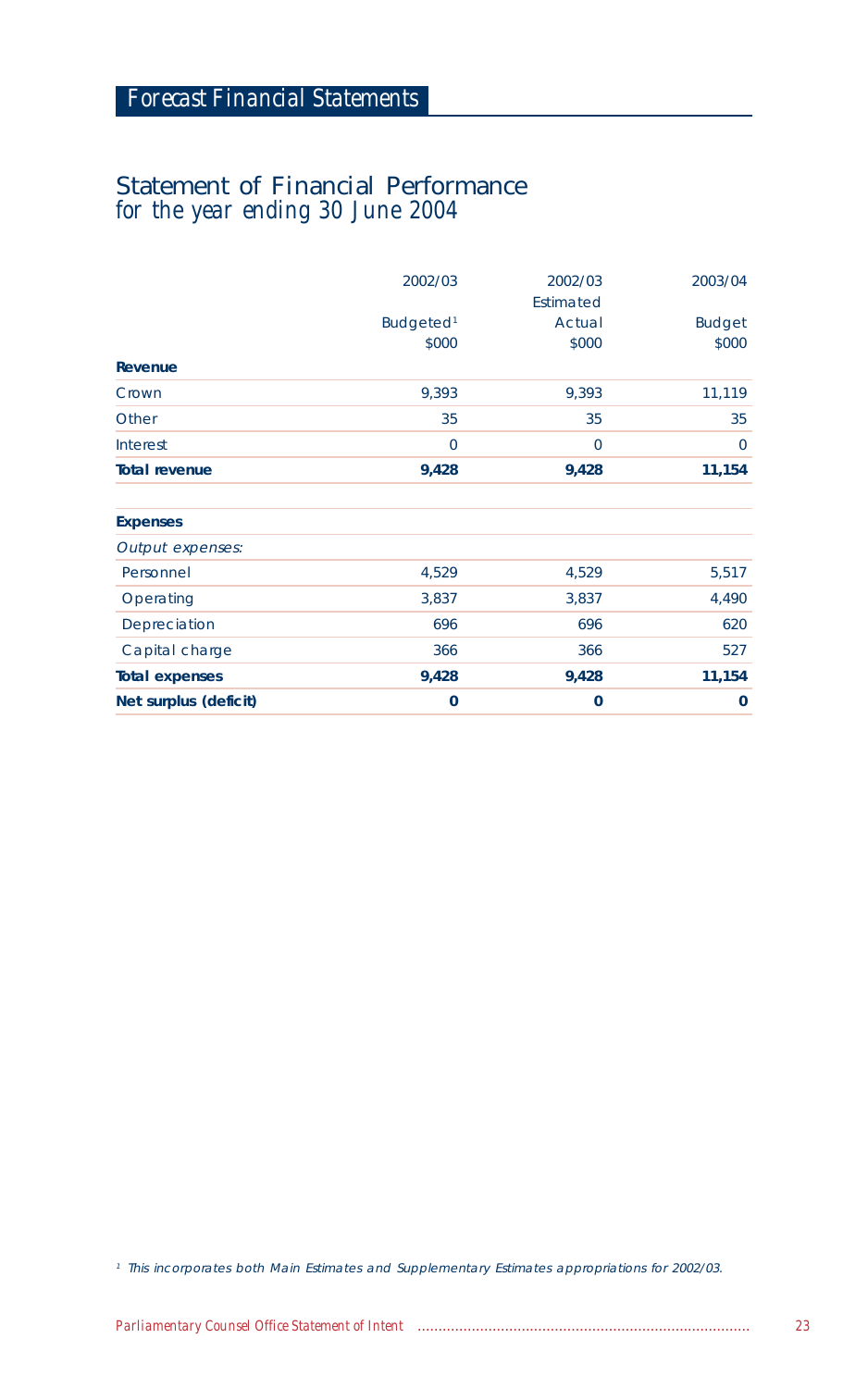# Forecast Financial Statements

## Statement of Financial Performance
*for the year ending 30 June 2004*

| | 2002/03 Budgeted[1] $000 | 2002/03 Estimated Actual $000 | 2003/04 Budget $000 |
|---|---|---|---|
| **Revenue** | | | |
| Crown | 9,393 | 9,393 | 11,119 |
| Other | 35 | 35 | 35 |
| Interest | 0 | 0 | 0 |
| **Total revenue** | **9,428** | **9,428** | **11,154** |
| | | | |
| **Expenses** | | | |
| *Output expenses:* | | | |
| Personnel | 4,529 | 4,529 | 5,517 |
| Operating | 3,837 | 3,837 | 4,490 |
| Depreciation | 696 | 696 | 620 |
| Capital charge | 366 | 366 | 527 |
| **Total expenses** | **9,428** | **9,428** | **11,154** |
| **Net surplus (deficit)** | **0** | **0** | **0** |

[1] *This incorporates both Main Estimates and Supplementary Estimates appropriations for 2002/03.*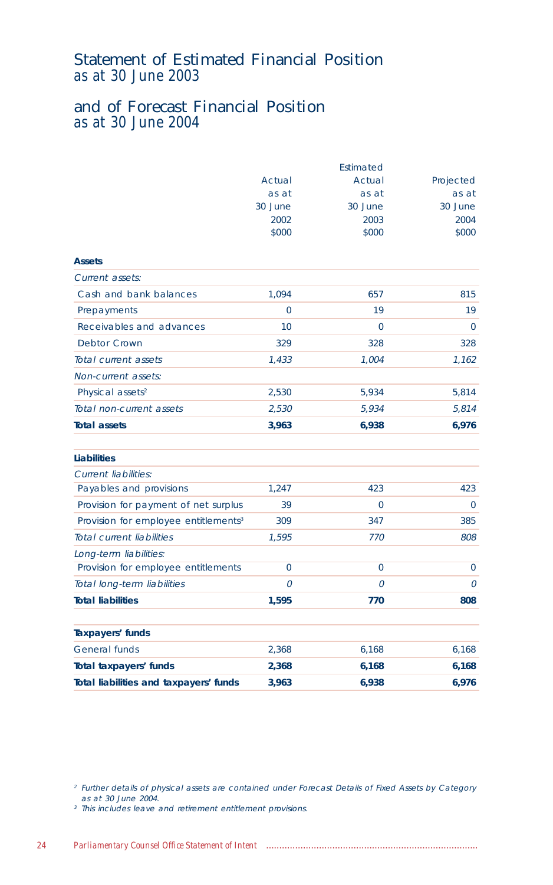# Statement of Estimated Financial Position
## *as at 30 June 2003*

# and of Forecast Financial Position
## *as at 30 June 2004*

| | Actual as at 30 June 2002 $000 | Estimated Actual as at 30 June 2003 $000 | Projected as at 30 June 2004 $000 |
|---|---|---|---|
| **Assets** | | | |
| *Current assets:* | | | |
| Cash and bank balances | 1,094 | 657 | 815 |
| Prepayments | 0 | 19 | 19 |
| Receivables and advances | 10 | 0 | 0 |
| Debtor Crown | 329 | 328 | 328 |
| *Total current assets* | *1,433* | *1,004* | *1,162* |
| *Non-current assets:* | | | |
| Physical assets[2] | 2,530 | 5,934 | 5,814 |
| *Total non-current assets* | *2,530* | *5,934* | *5,814* |
| **Total assets** | **3,963** | **6,938** | **6,976** |
| **Liabilities** | | | |
| *Current liabilities:* | | | |
| Payables and provisions | 1,247 | 423 | 423 |
| Provision for payment of net surplus | 39 | 0 | 0 |
| Provision for employee entitlements[3] | 309 | 347 | 385 |
| *Total current liabilities* | *1,595* | *770* | *808* |
| *Long-term liabilities:* | | | |
| Provision for employee entitlements | 0 | 0 | 0 |
| *Total long-term liabilities* | *0* | *0* | *0* |
| **Total liabilities** | **1,595** | **770** | **808** |
| **Taxpayers' funds** | | | |
| General funds | 2,368 | 6,168 | 6,168 |
| **Total taxpayers' funds** | **2,368** | **6,168** | **6,168** |
| **Total liabilities and taxpayers' funds** | **3,963** | **6,938** | **6,976** |

[2] *Further details of physical assets are contained under Forecast Details of Fixed Assets by Category as at 30 June 2004.*

[3] *This includes leave and retirement entitlement provisions.*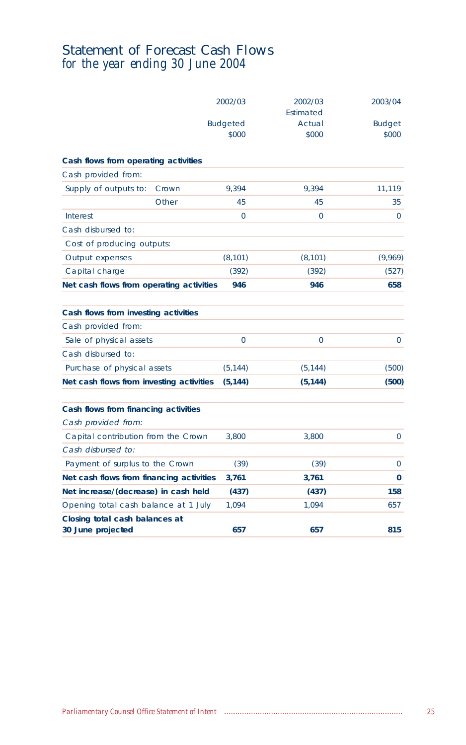# Statement of Forecast Cash Flows
*for the year ending 30 June 2004*

| | 2002/03 Budgeted $000 | 2002/03 Estimated Actual $000 | 2003/04 Budget $000 |
|---|---|---|---|
| **Cash flows from operating activities** | | | |
| Cash provided from: | | | |
| Supply of outputs to: Crown | 9,394 | 9,394 | 11,119 |
| Other | 45 | 45 | 35 |
| Interest | 0 | 0 | 0 |
| Cash disbursed to: | | | |
| Cost of producing outputs: | | | |
| Output expenses | (8,101) | (8,101) | (9,969) |
| Capital charge | (392) | (392) | (527) |
| **Net cash flows from operating activities** | **946** | **946** | **658** |
| **Cash flows from investing activities** | | | |
| Cash provided from: | | | |
| Sale of physical assets | 0 | 0 | 0 |
| Cash disbursed to: | | | |
| Purchase of physical assets | (5,144) | (5,144) | (500) |
| **Net cash flows from investing activities** | **(5,144)** | **(5,144)** | **(500)** |
| **Cash flows from financing activities** | | | |
| *Cash provided from:* | | | |
| Capital contribution from the Crown | 3,800 | 3,800 | 0 |
| *Cash disbursed to:* | | | |
| Payment of surplus to the Crown | (39) | (39) | 0 |
| **Net cash flows from financing activities** | **3,761** | **3,761** | **0** |
| **Net increase/(decrease) in cash held** | **(437)** | **(437)** | **158** |
| Opening total cash balance at 1 July | 1,094 | 1,094 | 657 |
| **Closing total cash balances at 30 June projected** | **657** | **657** | **815** |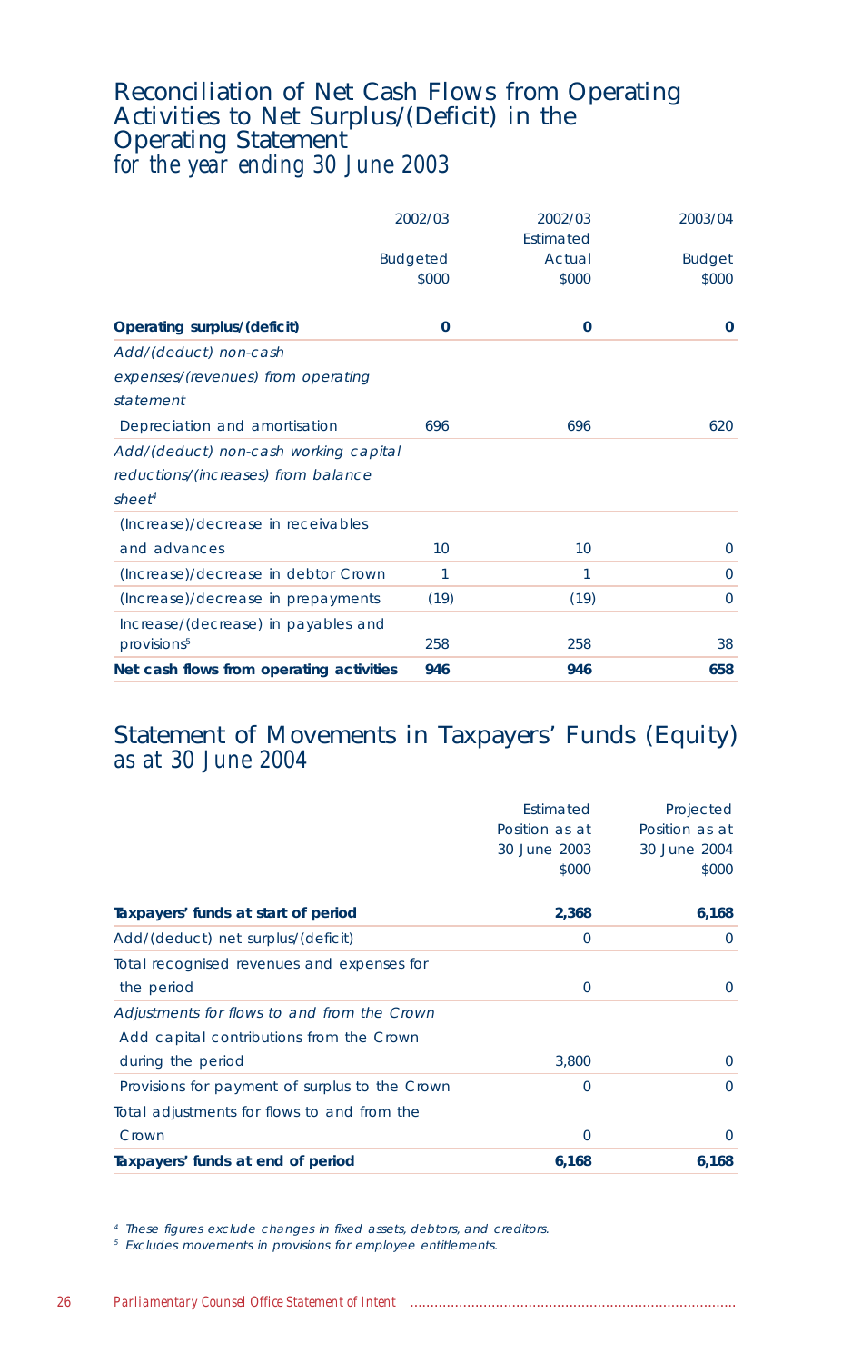## Reconciliation of Net Cash Flows from Operating Activities to Net Surplus/(Deficit) in the Operating Statement

*for the year ending 30 June 2003*

| | 2002/03 Budgeted $000 | 2002/03 Estimated Actual $000 | 2003/04 Budget $000 |
|---|---|---|---|
| **Operating surplus/(deficit)** | **0** | **0** | **0** |
| *Add/(deduct) non-cash expenses/(revenues) from operating statement* | | | |
| Depreciation and amortisation | 696 | 696 | 620 |
| *Add/(deduct) non-cash working capital reductions/(increases) from balance sheet*[4] | | | |
| (Increase)/decrease in receivables and advances | 10 | 10 | 0 |
| (Increase)/decrease in debtor Crown | 1 | 1 | 0 |
| (Increase)/decrease in prepayments | (19) | (19) | 0 |
| Increase/(decrease) in payables and provisions[5] | 258 | 258 | 38 |
| **Net cash flows from operating activities** | **946** | **946** | **658** |

## Statement of Movements in Taxpayers' Funds (Equity)

*as at 30 June 2004*

| | Estimated Position as at 30 June 2003 $000 | Projected Position as at 30 June 2004 $000 |
|---|---|---|
| **Taxpayers' funds at start of period** | **2,368** | **6,168** |
| Add/(deduct) net surplus/(deficit) | 0 | 0 |
| Total recognised revenues and expenses for the period | 0 | 0 |
| *Adjustments for flows to and from the Crown* | | |
| Add capital contributions from the Crown during the period | 3,800 | 0 |
| Provisions for payment of surplus to the Crown | 0 | 0 |
| Total adjustments for flows to and from the Crown | 0 | 0 |
| **Taxpayers' funds at end of period** | **6,168** | **6,168** |

*[4] These figures exclude changes in fixed assets, debtors, and creditors.*

*[5] Excludes movements in provisions for employee entitlements.*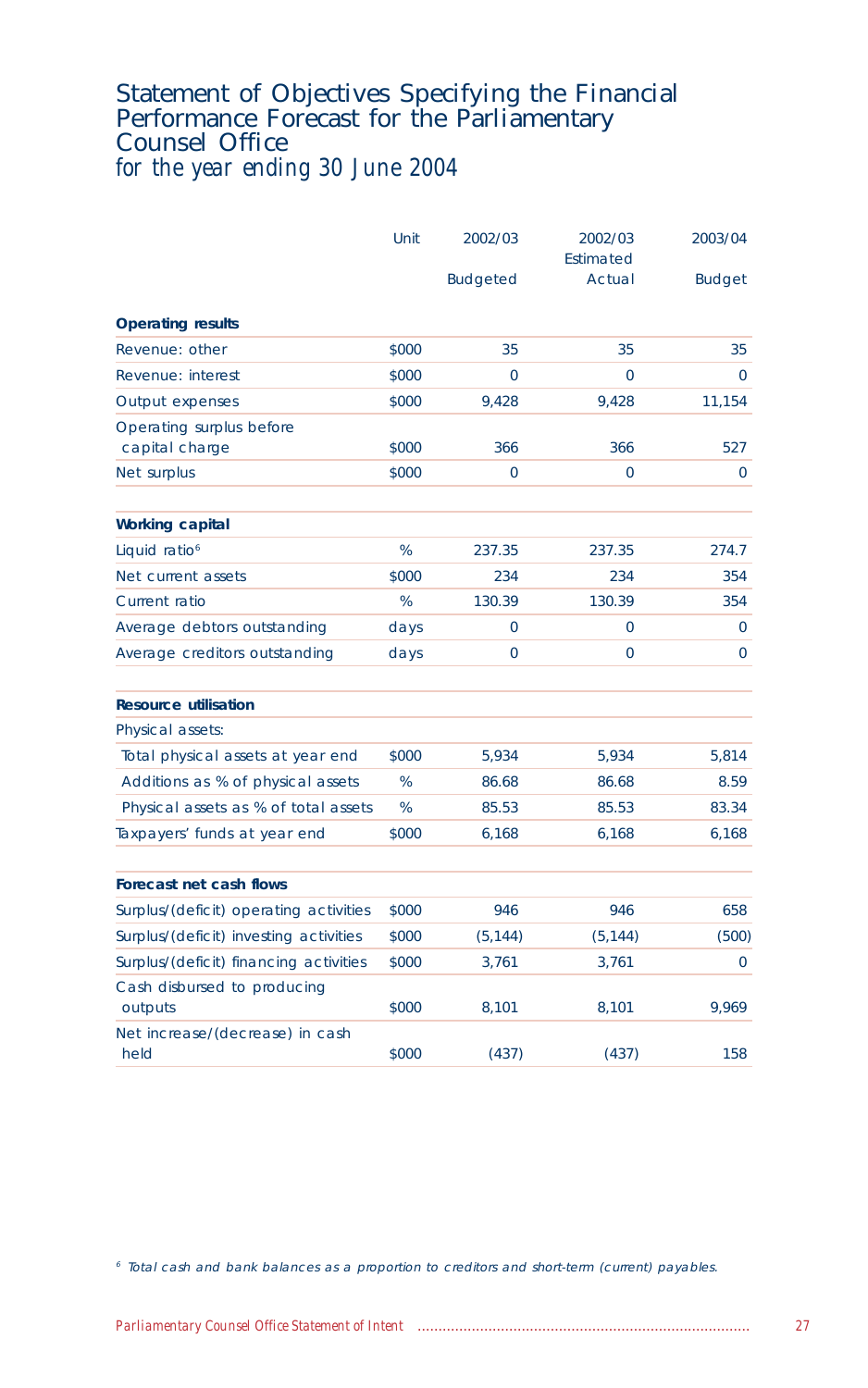# Statement of Objectives Specifying the Financial Performance Forecast for the Parliamentary Counsel Office

*for the year ending 30 June 2004*

| | Unit | 2002/03 Budgeted | 2002/03 Estimated Actual | 2003/04 Budget |
|---|---|---|---|---|
| **Operating results** | | | | |
| Revenue: other | $000 | 35 | 35 | 35 |
| Revenue: interest | $000 | 0 | 0 | 0 |
| Output expenses | $000 | 9,428 | 9,428 | 11,154 |
| Operating surplus before capital charge | $000 | 366 | 366 | 527 |
| Net surplus | $000 | 0 | 0 | 0 |
| **Working capital** | | | | |
| Liquid ratio[6] | % | 237.35 | 237.35 | 274.7 |
| Net current assets | $000 | 234 | 234 | 354 |
| Current ratio | % | 130.39 | 130.39 | 354 |
| Average debtors outstanding | days | 0 | 0 | 0 |
| Average creditors outstanding | days | 0 | 0 | 0 |
| **Resource utilisation** | | | | |
| Physical assets: | | | | |
| Total physical assets at year end | $000 | 5,934 | 5,934 | 5,814 |
| Additions as % of physical assets | % | 86.68 | 86.68 | 8.59 |
| Physical assets as % of total assets | % | 85.53 | 85.53 | 83.34 |
| Taxpayers' funds at year end | $000 | 6,168 | 6,168 | 6,168 |
| **Forecast net cash flows** | | | | |
| Surplus/(deficit) operating activities | $000 | 946 | 946 | 658 |
| Surplus/(deficit) investing activities | $000 | (5,144) | (5,144) | (500) |
| Surplus/(deficit) financing activities | $000 | 3,761 | 3,761 | 0 |
| Cash disbursed to producing outputs | $000 | 8,101 | 8,101 | 9,969 |
| Net increase/(decrease) in cash held | $000 | (437) | (437) | 158 |

[6] *Total cash and bank balances as a proportion to creditors and short-term (current) payables.*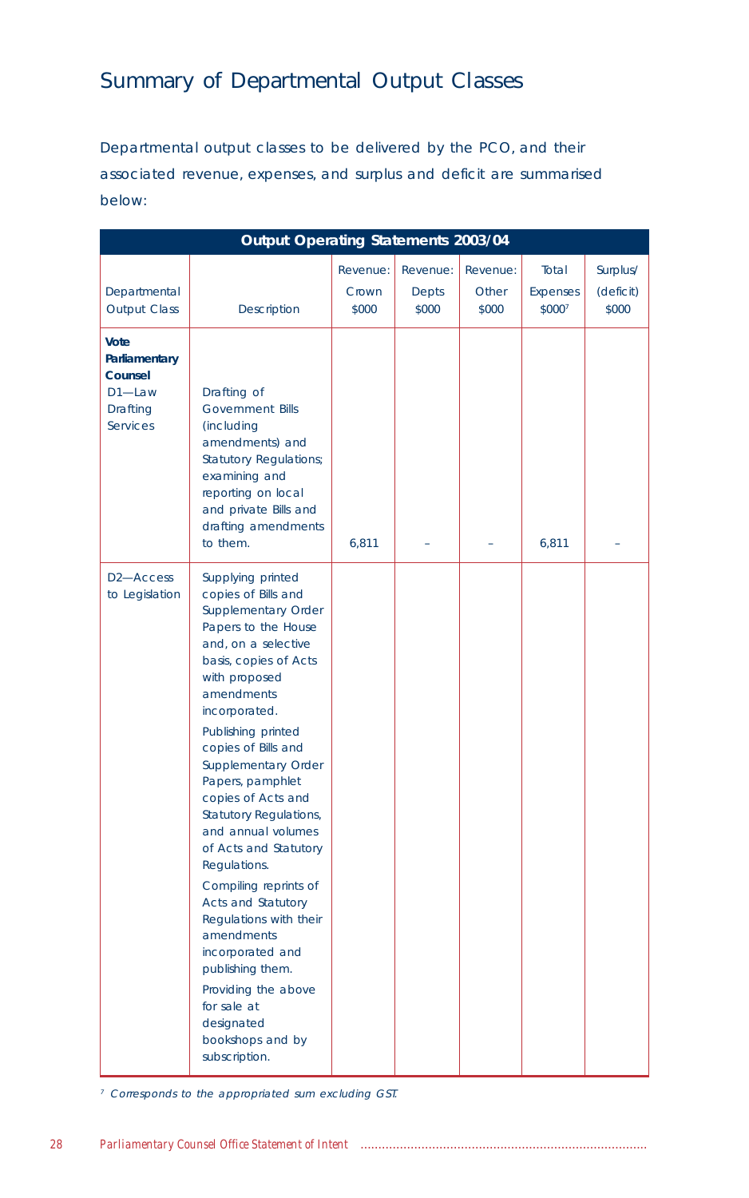# Summary of Departmental Output Classes

Departmental output classes to be delivered by the PCO, and their associated revenue, expenses, and surplus and deficit are summarised below:

| Output Operating Statements 2003/04 | | | | | | |
|---|---|---|---|---|---|---|
| Departmental Output Class | Description | Revenue: Crown $000 | Revenue: Depts $000 | Revenue: Other $000 | Total Expenses $000[7] | Surplus/ (deficit) $000 |
| **Vote Parliamentary Counsel** D1—Law Drafting Services | Drafting of Government Bills (including amendments) and Statutory Regulations; examining and reporting on local and private Bills and drafting amendments to them. | 6,811 | – | – | 6,811 | – |
| D2—Access to Legislation | Supplying printed copies of Bills and Supplementary Order Papers to the House and, on a selective basis, copies of Acts with proposed amendments incorporated. Publishing printed copies of Bills and Supplementary Order Papers, pamphlet copies of Acts and Statutory Regulations, and annual volumes of Acts and Statutory Regulations. Compiling reprints of Acts and Statutory Regulations with their amendments incorporated and publishing them. Providing the above for sale at designated bookshops and by subscription. | | | | | |

[7] *Corresponds to the appropriated sum excluding GST.*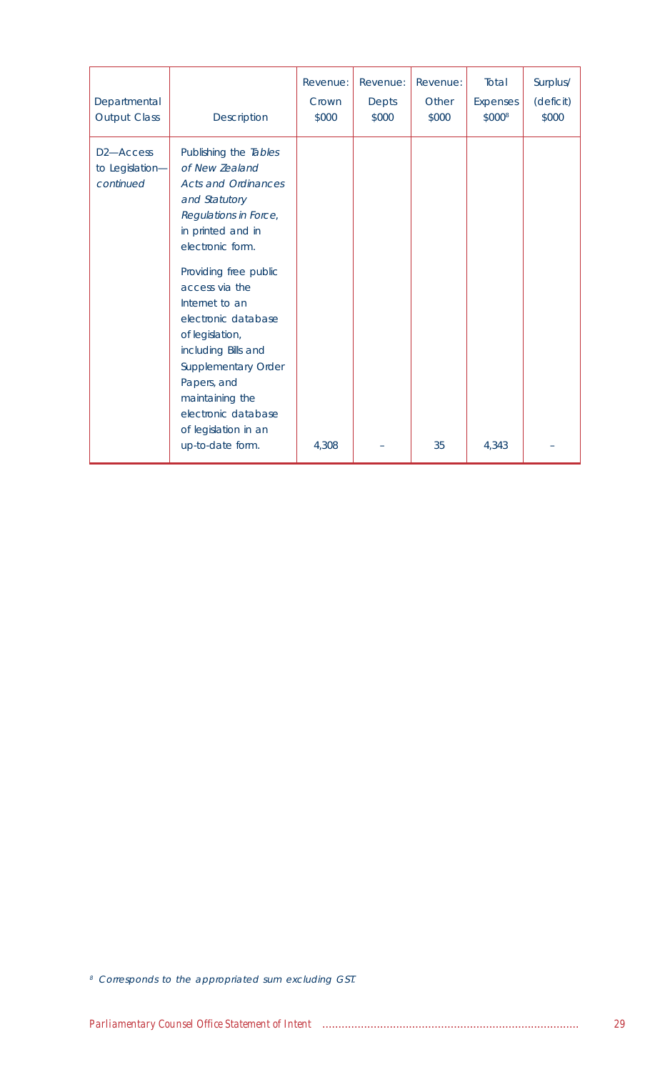| Departmental Output Class | Description | Revenue: Crown $000 | Revenue: Depts $000 | Revenue: Other $000 | Total Expenses $000[8] | Surplus/ (deficit) $000 |
|---|---|---|---|---|---|---|
| D2—Access to Legislation—*continued* | Publishing the *Tables of New Zealand Acts and Ordinances and Statutory Regulations in Force*, in printed and in electronic form. Providing free public access via the Internet to an electronic database of legislation, including Bills and Supplementary Order Papers, and maintaining the electronic database of legislation in an up-to-date form. | 4,308 | – | 35 | 4,343 | – |

[8] *Corresponds to the appropriated sum excluding GST.*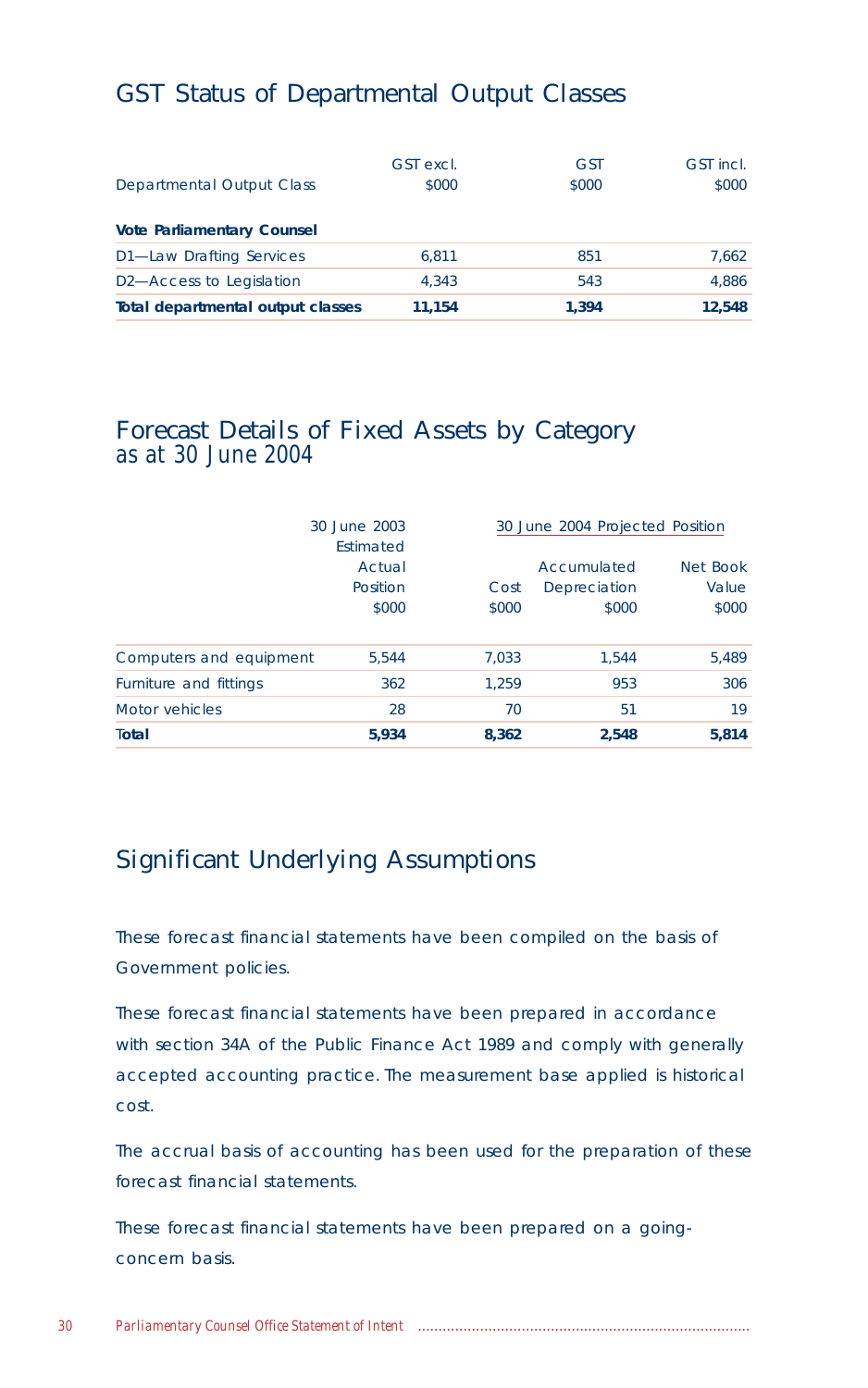## GST Status of Departmental Output Classes

| Departmental Output Class | GST excl. $000 | GST $000 | GST incl. $000 |
|---|---|---|---|
| **Vote Parliamentary Counsel** | | | |
| D1—Law Drafting Services | 6,811 | 851 | 7,662 |
| D2—Access to Legislation | 4,343 | 543 | 4,886 |
| **Total departmental output classes** | **11,154** | **1,394** | **12,548** |

## Forecast Details of Fixed Assets by Category
*as at 30 June 2004*

| | 30 June 2003 Estimated Actual Position $000 | 30 June 2004 Projected Position | | |
|---|---|---|---|---|
| | | Cost $000 | Accumulated Depreciation $000 | Net Book Value $000 |
| Computers and equipment | 5,544 | 7,033 | 1,544 | 5,489 |
| Furniture and fittings | 362 | 1,259 | 953 | 306 |
| Motor vehicles | 28 | 70 | 51 | 19 |
| **Total** | **5,934** | **8,362** | **2,548** | **5,814** |

## Significant Underlying Assumptions

These forecast financial statements have been compiled on the basis of Government policies.

These forecast financial statements have been prepared in accordance with section 34A of the Public Finance Act 1989 and comply with generally accepted accounting practice. The measurement base applied is historical cost.

The accrual basis of accounting has been used for the preparation of these forecast financial statements.

These forecast financial statements have been prepared on a going-concern basis.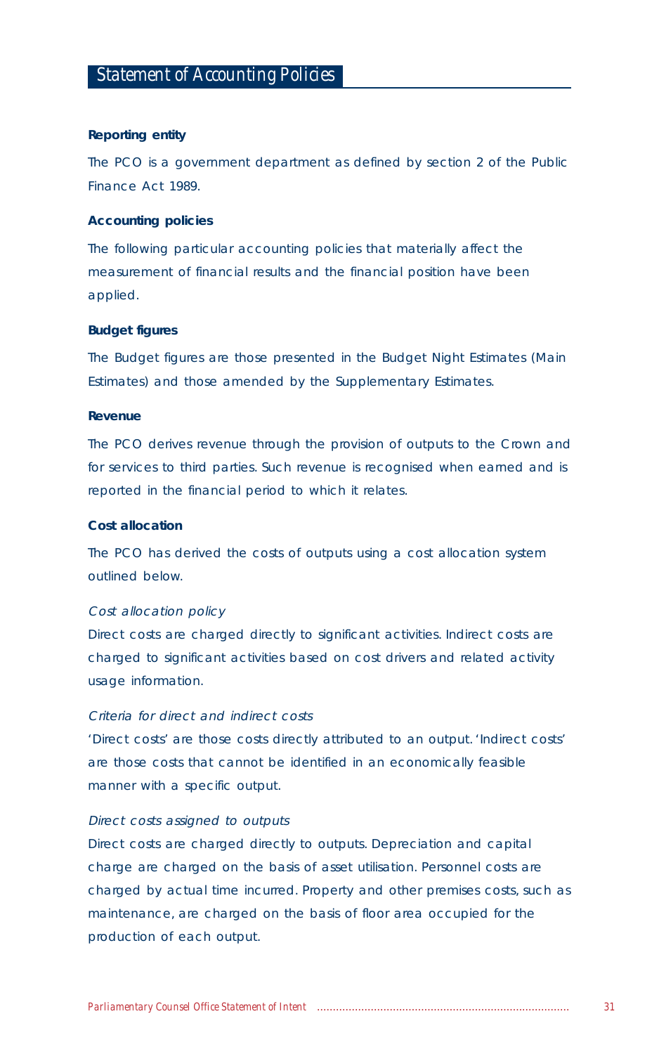# Statement of Accounting Policies

**Reporting entity**

The PCO is a government department as defined by section 2 of the Public Finance Act 1989.

**Accounting policies**

The following particular accounting policies that materially affect the measurement of financial results and the financial position have been applied.

**Budget figures**

The Budget figures are those presented in the Budget Night Estimates (Main Estimates) and those amended by the Supplementary Estimates.

**Revenue**

The PCO derives revenue through the provision of outputs to the Crown and for services to third parties. Such revenue is recognised when earned and is reported in the financial period to which it relates.

**Cost allocation**

The PCO has derived the costs of outputs using a cost allocation system outlined below.

*Cost allocation policy*

Direct costs are charged directly to significant activities. Indirect costs are charged to significant activities based on cost drivers and related activity usage information.

*Criteria for direct and indirect costs*

'Direct costs' are those costs directly attributed to an output. 'Indirect costs' are those costs that cannot be identified in an economically feasible manner with a specific output.

*Direct costs assigned to outputs*

Direct costs are charged directly to outputs. Depreciation and capital charge are charged on the basis of asset utilisation. Personnel costs are charged by actual time incurred. Property and other premises costs, such as maintenance, are charged on the basis of floor area occupied for the production of each output.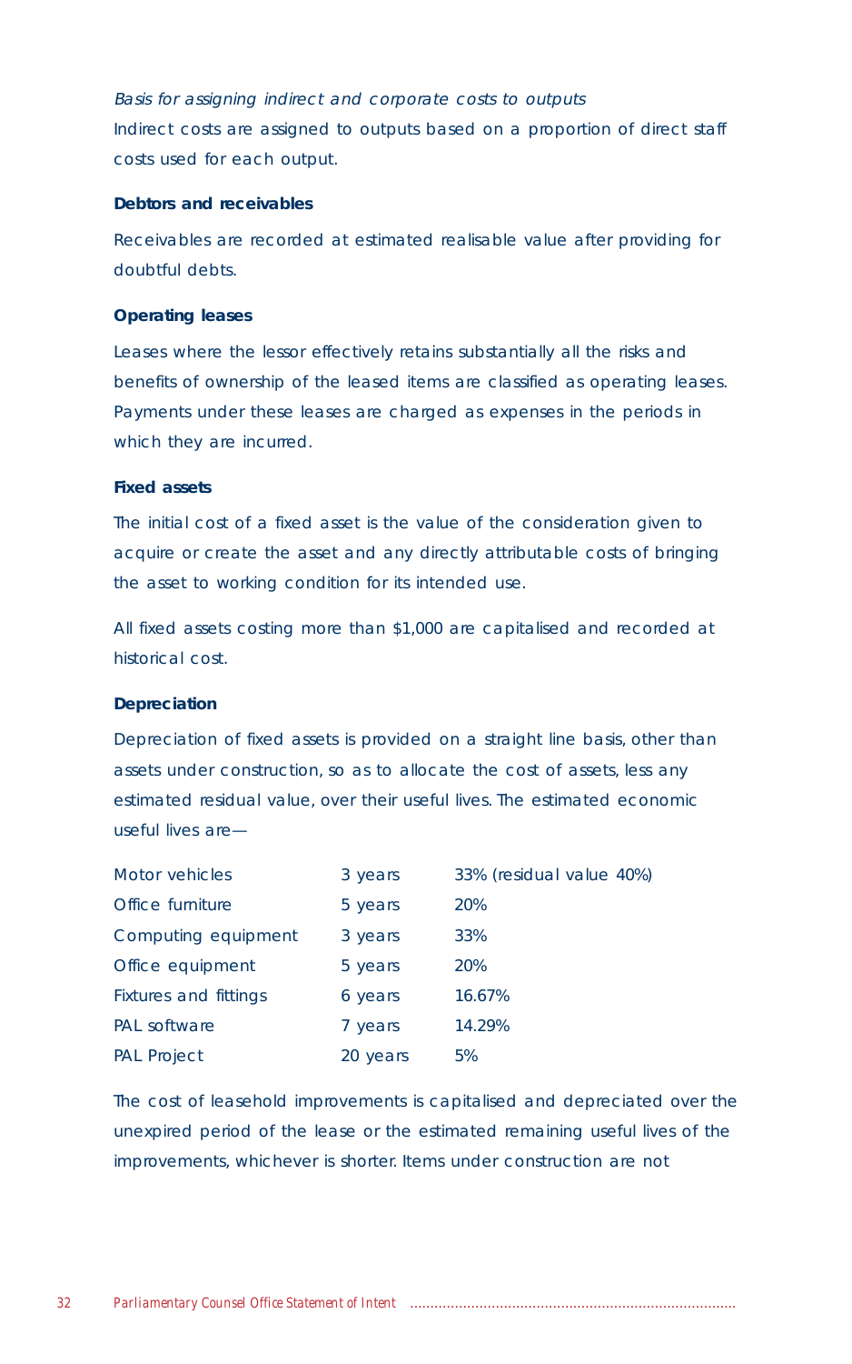*Basis for assigning indirect and corporate costs to outputs*

Indirect costs are assigned to outputs based on a proportion of direct staff costs used for each output.

**Debtors and receivables**

Receivables are recorded at estimated realisable value after providing for doubtful debts.

**Operating leases**

Leases where the lessor effectively retains substantially all the risks and benefits of ownership of the leased items are classified as operating leases. Payments under these leases are charged as expenses in the periods in which they are incurred.

**Fixed assets**

The initial cost of a fixed asset is the value of the consideration given to acquire or create the asset and any directly attributable costs of bringing the asset to working condition for its intended use.

All fixed assets costing more than $1,000 are capitalised and recorded at historical cost.

**Depreciation**

Depreciation of fixed assets is provided on a straight line basis, other than assets under construction, so as to allocate the cost of assets, less any estimated residual value, over their useful lives. The estimated economic useful lives are—

| | | |
|---|---|---|
| Motor vehicles | 3 years | 33% (residual value 40%) |
| Office furniture | 5 years | 20% |
| Computing equipment | 3 years | 33% |
| Office equipment | 5 years | 20% |
| Fixtures and fittings | 6 years | 16.67% |
| PAL software | 7 years | 14.29% |
| PAL Project | 20 years | 5% |

The cost of leasehold improvements is capitalised and depreciated over the unexpired period of the lease or the estimated remaining useful lives of the improvements, whichever is shorter. Items under construction are not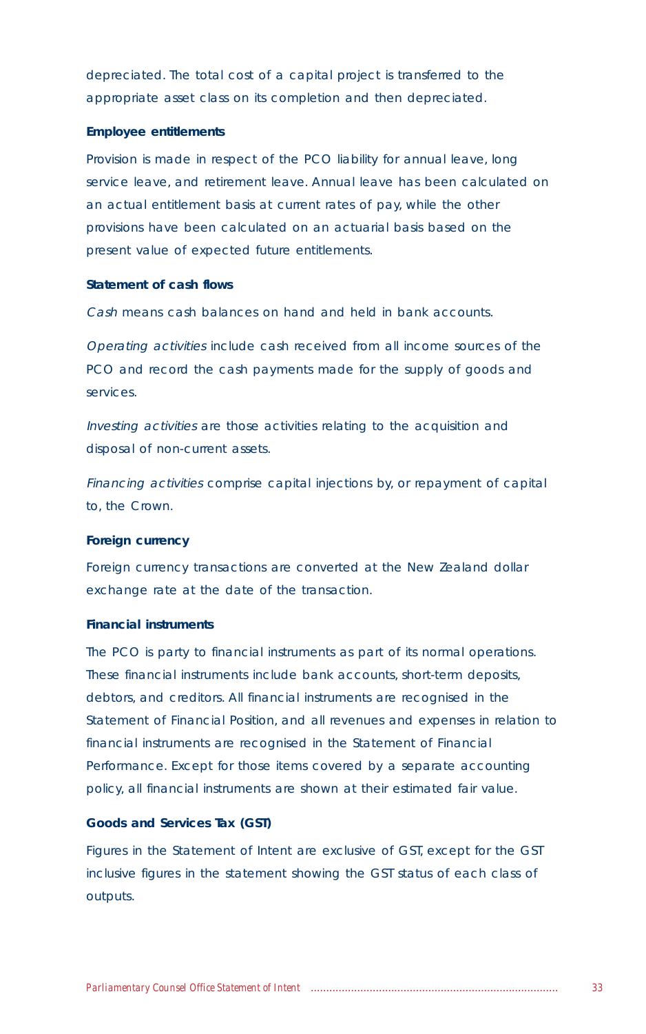depreciated. The total cost of a capital project is transferred to the appropriate asset class on its completion and then depreciated.

### Employee entitlements

Provision is made in respect of the PCO liability for annual leave, long service leave, and retirement leave. Annual leave has been calculated on an actual entitlement basis at current rates of pay, while the other provisions have been calculated on an actuarial basis based on the present value of expected future entitlements.

### Statement of cash flows

*Cash* means cash balances on hand and held in bank accounts.

*Operating activities* include cash received from all income sources of the PCO and record the cash payments made for the supply of goods and services.

*Investing activities* are those activities relating to the acquisition and disposal of non-current assets.

*Financing activities* comprise capital injections by, or repayment of capital to, the Crown.

### Foreign currency

Foreign currency transactions are converted at the New Zealand dollar exchange rate at the date of the transaction.

### Financial instruments

The PCO is party to financial instruments as part of its normal operations. These financial instruments include bank accounts, short-term deposits, debtors, and creditors. All financial instruments are recognised in the Statement of Financial Position, and all revenues and expenses in relation to financial instruments are recognised in the Statement of Financial Performance. Except for those items covered by a separate accounting policy, all financial instruments are shown at their estimated fair value.

### Goods and Services Tax (GST)

Figures in the Statement of Intent are exclusive of GST, except for the GST inclusive figures in the statement showing the GST status of each class of outputs.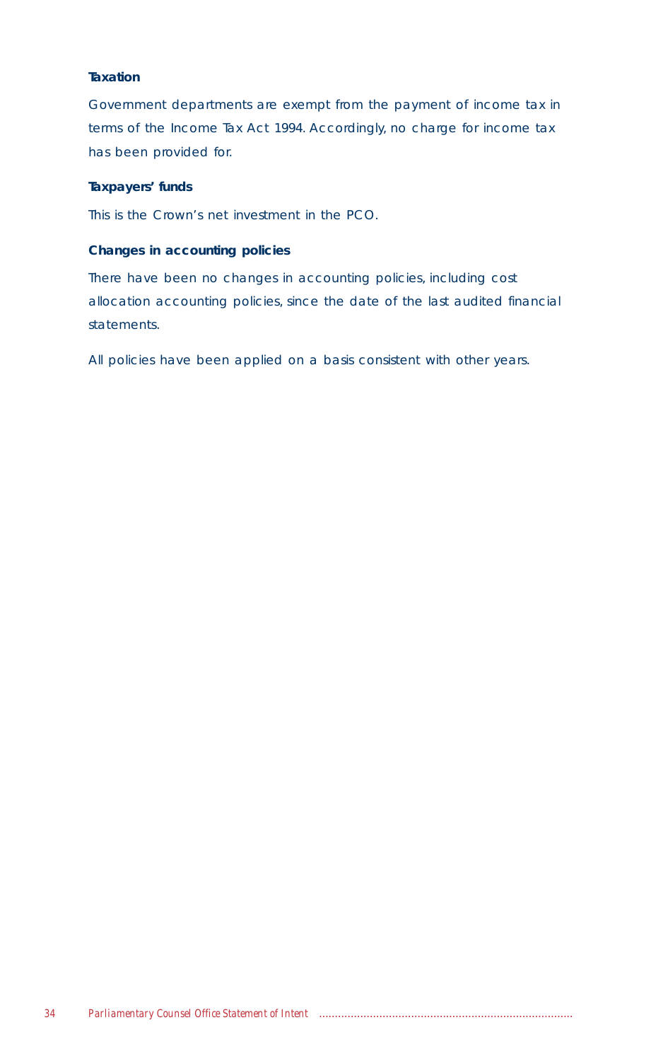**Taxation**

Government departments are exempt from the payment of income tax in terms of the Income Tax Act 1994. Accordingly, no charge for income tax has been provided for.

**Taxpayers' funds**

This is the Crown's net investment in the PCO.

**Changes in accounting policies**

There have been no changes in accounting policies, including cost allocation accounting policies, since the date of the last audited financial statements.

All policies have been applied on a basis consistent with other years.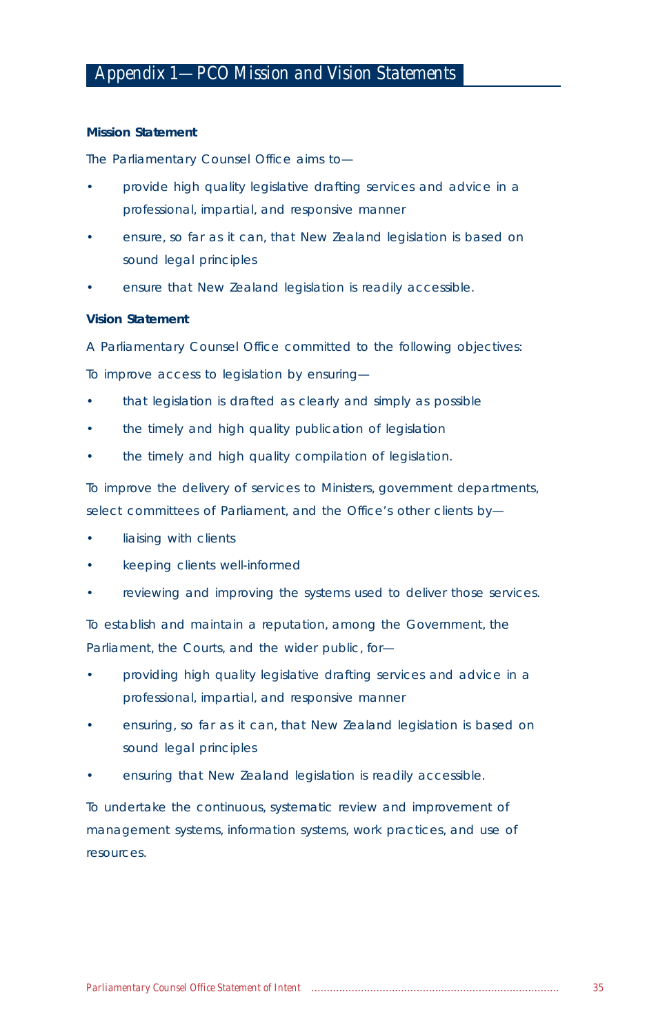# Appendix 1—PCO Mission and Vision Statements

**Mission Statement**

The Parliamentary Counsel Office aims to—

- provide high quality legislative drafting services and advice in a professional, impartial, and responsive manner
- ensure, so far as it can, that New Zealand legislation is based on sound legal principles
- ensure that New Zealand legislation is readily accessible.

**Vision Statement**

A Parliamentary Counsel Office committed to the following objectives:

To improve access to legislation by ensuring—

- that legislation is drafted as clearly and simply as possible
- the timely and high quality publication of legislation
- the timely and high quality compilation of legislation.

To improve the delivery of services to Ministers, government departments, select committees of Parliament, and the Office's other clients by—

- liaising with clients
- keeping clients well-informed
- reviewing and improving the systems used to deliver those services.

To establish and maintain a reputation, among the Government, the Parliament, the Courts, and the wider public, for—

- providing high quality legislative drafting services and advice in a professional, impartial, and responsive manner
- ensuring, so far as it can, that New Zealand legislation is based on sound legal principles
- ensuring that New Zealand legislation is readily accessible.

To undertake the continuous, systematic review and improvement of management systems, information systems, work practices, and use of resources.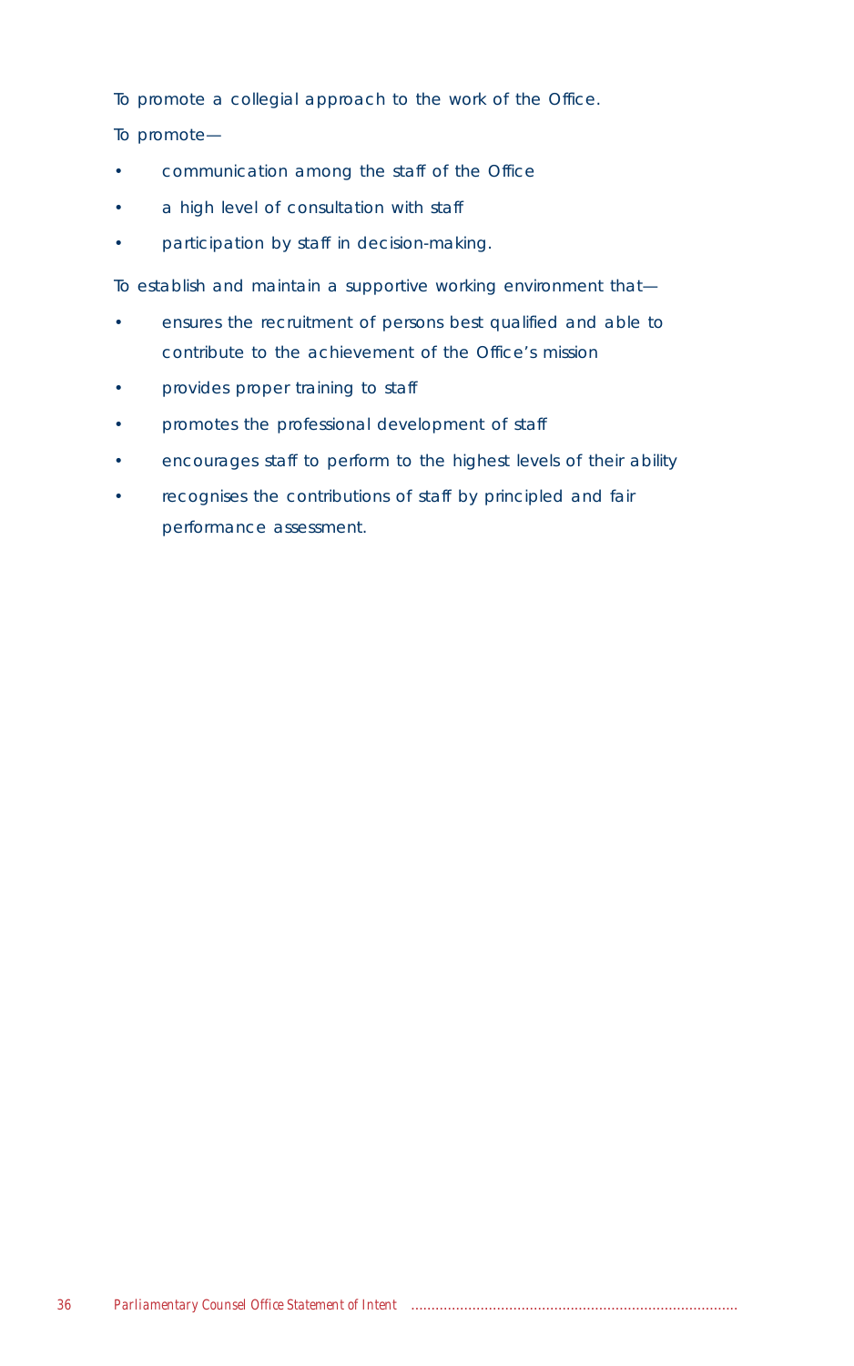To promote a collegial approach to the work of the Office.

To promote—

- communication among the staff of the Office
- a high level of consultation with staff
- participation by staff in decision-making.

To establish and maintain a supportive working environment that—

- ensures the recruitment of persons best qualified and able to contribute to the achievement of the Office's mission
- provides proper training to staff
- promotes the professional development of staff
- encourages staff to perform to the highest levels of their ability
- recognises the contributions of staff by principled and fair performance assessment.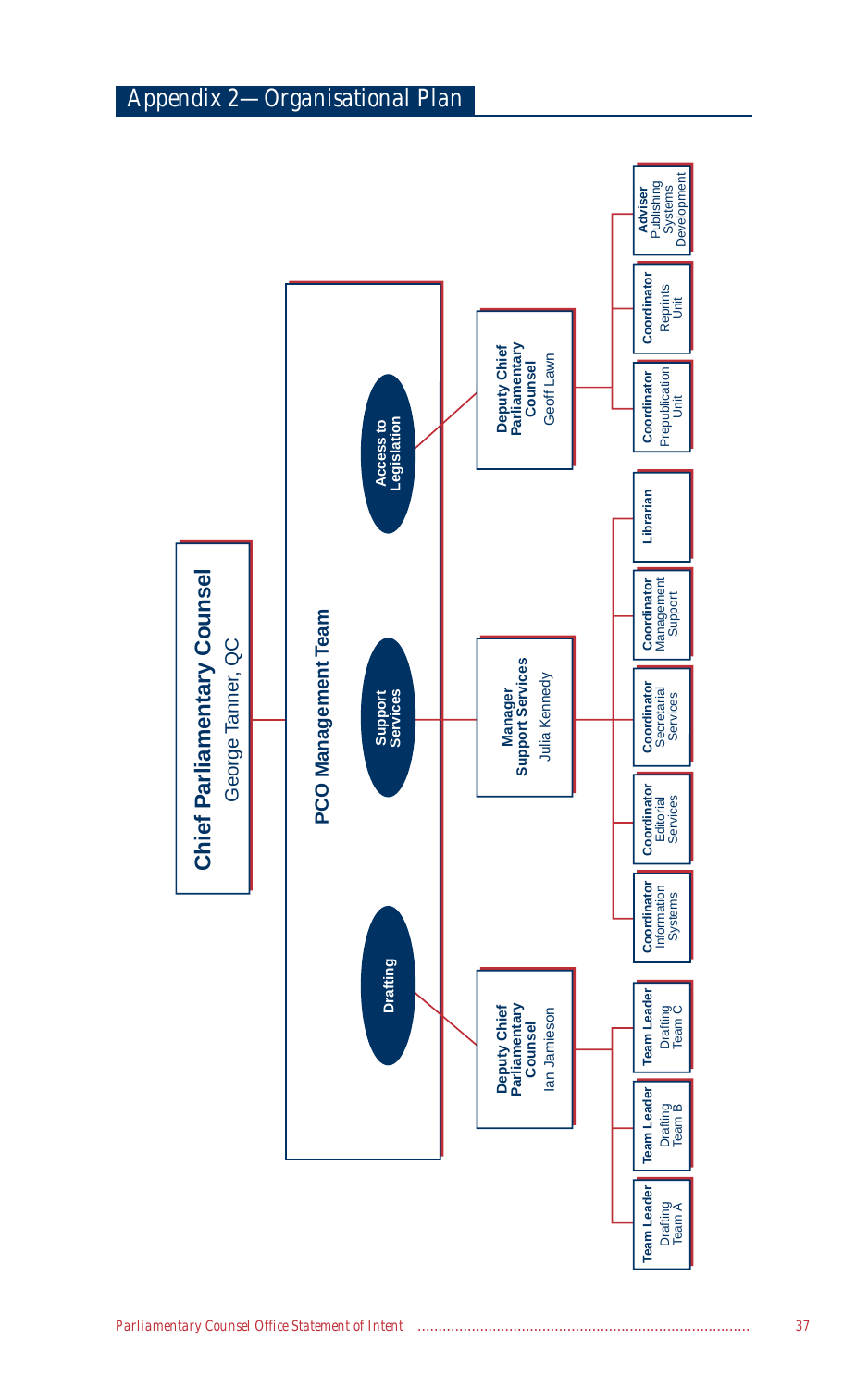# Appendix 2—Organisational Plan

**Chief Parliamentary Counsel**
George Tanner, QC

**PCO Management Team**

Drafting

Support Services

Access to Legislation

**Deputy Chief Parliamentary Counsel**
Ian Jamieson

**Team Leader** Drafting Team A

**Team Leader** Drafting Team B

**Team Leader** Drafting Team C

**Manager Support Services**
Julia Kennedy

**Coordinator** Information Systems

**Coordinator** Editorial Services

**Coordinator** Secretarial Services

**Coordinator** Management Support

**Librarian**

**Deputy Chief Parliamentary Counsel**
Geoff Lawn

**Coordinator** Prepublication Unit

**Coordinator** Reprints Unit

**Adviser** Publishing Systems Development